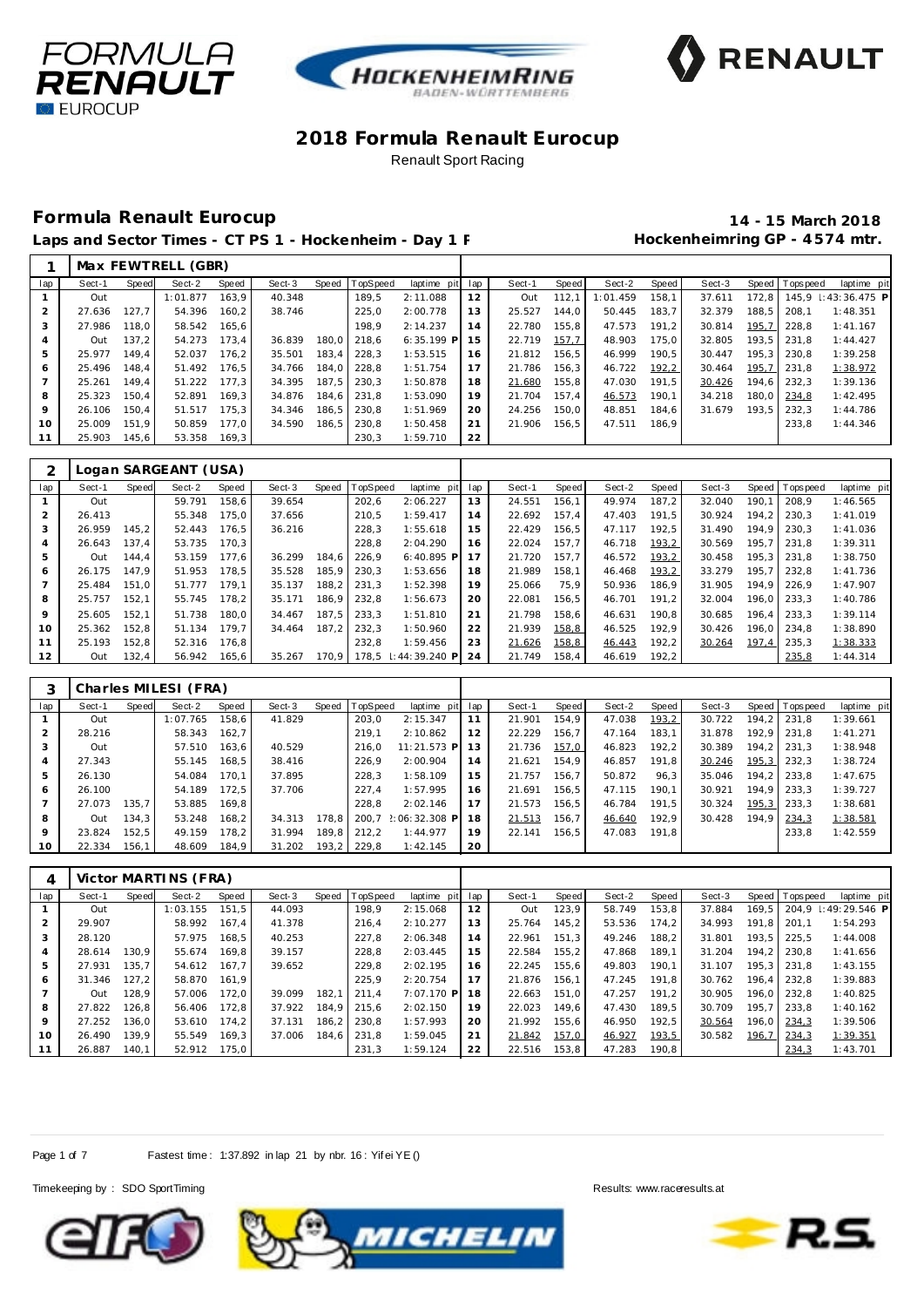# 2018 Formula Renault Eurocup

Renault Sport Racing

## Formula Renault Eurocup

**14 - 15 March 2018**

**Laps and Sector Times - CT PS 1 - Hockenheim - Day 1 F**

**Hockenheimring GP - 4574 mtr.**

### 1 Max FEWTRELL (GBR)

| lap | Sect-1 | Speed | Sect-2 | Speed | Sect-3 | Speed | TopSpeed | laptime pit | lap | Sect-1 | Speed | Sect-2 | Speed | Sect-3 | Speed | Topspeed | laptime pit |
|---|---|---|---|---|---|---|---|---|---|---|---|---|---|---|---|---|---|
| 1 | Out | | 1:01.877 | 163,9 | 40.348 | | 189,5 | 2:11.088 | 12 | Out | 112,1 | 1:01.459 | 158,1 | 37.611 | 172,8 | 145,9 | 1:43:36.475 P |
| 2 | 27.636 | 127,7 | 54.396 | 160,2 | 38.746 | | 225,0 | 2:00.778 | 13 | 25.527 | 144,0 | 50.445 | 183,7 | 32.379 | 188,5 | 208,1 | 1:48.351 |
| 3 | 27.986 | 118,0 | 58.542 | 165,6 | | | 198,9 | 2:14.237 | 14 | 22.780 | 155,8 | 47.573 | 191,2 | 30.814 | 195,7 | 228,8 | 1:41.167 |
| 4 | Out | 137,2 | 54.273 | 173,4 | 36.839 | 180,0 | 218,6 | 6:35.199 P | 15 | 22.719 | 157,7 | 48.903 | 175,0 | 32.805 | 193,5 | 231,8 | 1:44.427 |
| 5 | 25.977 | 149,4 | 52.037 | 176,2 | 35.501 | 183,4 | 228,3 | 1:53.515 | 16 | 21.812 | 156,5 | 46.999 | 190,5 | 30.447 | 195,3 | 230,8 | 1:39.258 |
| 6 | 25.496 | 148,4 | 51.492 | 176,5 | 34.766 | 184,0 | 228,8 | 1:51.754 | 17 | 21.786 | 156,3 | 46.722 | 192,2 | 30.464 | 195,7 | 231,8 | 1:38.972 |
| 7 | 25.261 | 149,4 | 51.222 | 177,3 | 34.395 | 187,5 | 230,3 | 1:50.878 | 18 | 21.680 | 155,8 | 47.030 | 191,5 | 30.426 | 194,6 | 232,3 | 1:39.136 |
| 8 | 25.323 | 150,4 | 52.891 | 169,3 | 34.876 | 184,6 | 231,8 | 1:53.090 | 19 | 21.704 | 157,4 | 46.573 | 190,1 | 34.218 | 180,0 | 234,8 | 1:42.495 |
| 9 | 26.106 | 150,4 | 51.517 | 175,3 | 34.346 | 186,5 | 230,8 | 1:51.969 | 20 | 24.256 | 150,0 | 48.851 | 184,6 | 31.679 | 193,5 | 232,3 | 1:44.786 |
| 10 | 25.009 | 151,9 | 50.859 | 177,0 | 34.590 | 186,5 | 230,8 | 1:50.458 | 21 | 21.906 | 156,5 | 47.511 | 186,9 | | | 233,8 | 1:44.346 |
| 11 | 25.903 | 145,6 | 53.358 | 169,3 | | | 230,3 | 1:59.710 | 22 | | | | | | | | |

### 2 Logan SARGEANT (USA)

| lap | Sect-1 | Speed | Sect-2 | Speed | Sect-3 | Speed | TopSpeed | laptime pit | lap | Sect-1 | Speed | Sect-2 | Speed | Sect-3 | Speed | Topspeed | laptime pit |
|---|---|---|---|---|---|---|---|---|---|---|---|---|---|---|---|---|---|
| 1 | Out | | 59.791 | 158,6 | 39.654 | | 202,6 | 2:06.227 | 13 | 24.551 | 156,1 | 49.974 | 187,2 | 32.040 | 190,1 | 208,9 | 1:46.565 |
| 2 | 26.413 | | 55.348 | 175,0 | 37.656 | | 210,5 | 1:59.417 | 14 | 22.692 | 157,4 | 47.403 | 191,5 | 30.924 | 194,2 | 230,3 | 1:41.019 |
| 3 | 26.959 | 145,2 | 52.443 | 176,5 | 36.216 | | 228,3 | 1:55.618 | 15 | 22.429 | 156,5 | 47.117 | 192,5 | 31.490 | 194,9 | 230,3 | 1:41.036 |
| 4 | 26.643 | 137,4 | 53.735 | 170,3 | | | 228,8 | 2:04.290 | 16 | 22.024 | 157,7 | 46.718 | 193,2 | 30.569 | 195,7 | 231,8 | 1:39.311 |
| 5 | Out | 144,4 | 53.159 | 177,6 | 36.299 | 184,6 | 226,9 | 6:40.895 P | 17 | 21.720 | 157,7 | 46.572 | 193,2 | 30.458 | 195,3 | 231,8 | 1:38.750 |
| 6 | 26.175 | 147,9 | 51.953 | 178,5 | 35.528 | 185,9 | 230,3 | 1:53.656 | 18 | 21.989 | 158,1 | 46.468 | 193,2 | 33.279 | 195,7 | 232,8 | 1:41.736 |
| 7 | 25.484 | 151,0 | 51.777 | 179,1 | 35.137 | 188,2 | 231,3 | 1:52.398 | 19 | 25.066 | 75,9 | 50.936 | 186,9 | 31.905 | 194,9 | 226,9 | 1:47.907 |
| 8 | 25.757 | 152,1 | 55.745 | 178,2 | 35.171 | 186,9 | 232,8 | 1:56.673 | 20 | 22.081 | 156,5 | 46.701 | 191,2 | 32.004 | 196,0 | 233,3 | 1:40.786 |
| 9 | 25.605 | 152,1 | 51.738 | 180,0 | 34.467 | 187,5 | 233,3 | 1:51.810 | 21 | 21.798 | 158,6 | 46.631 | 190,8 | 30.685 | 196,4 | 233,3 | 1:39.114 |
| 10 | 25.362 | 152,8 | 51.134 | 179,7 | 34.464 | 187,2 | 232,3 | 1:50.960 | 22 | 21.939 | 158,8 | 46.525 | 192,9 | 30.426 | 196,0 | 234,8 | 1:38.890 |
| 11 | 25.193 | 152,8 | 52.316 | 176,8 | | | 232,8 | 1:59.456 | 23 | 21.626 | 158,8 | 46.443 | 192,2 | 30.264 | 197,4 | 235,3 | 1:38.333 |
| 12 | Out | 132,4 | 56.942 | 165,6 | 35.267 | 170,9 | 178,5 | 1:44:39.240 P | 24 | 21.749 | 158,4 | 46.619 | 192,2 | | | 235,8 | 1:44.314 |

### 3 Charles MILESI (FRA)

| lap | Sect-1 | Speed | Sect-2 | Speed | Sect-3 | Speed | TopSpeed | laptime pit | lap | Sect-1 | Speed | Sect-2 | Speed | Sect-3 | Speed | Topspeed | laptime pit |
|---|---|---|---|---|---|---|---|---|---|---|---|---|---|---|---|---|---|
| 1 | Out | | 1:07.765 | 158,6 | 41.829 | | 203,0 | 2:15.347 | 11 | 21.901 | 154,9 | 47.038 | 193,2 | 30.722 | 194,2 | 231,8 | 1:39.661 |
| 2 | 28.216 | | 58.343 | 162,7 | | | 219,1 | 2:10.862 | 12 | 22.229 | 156,7 | 47.164 | 183,1 | 31.878 | 192,9 | 231,8 | 1:41.271 |
| 3 | Out | | 57.510 | 163,6 | 40.529 | | 216,0 | 11:21.573 P | 13 | 21.736 | 157,0 | 46.823 | 192,2 | 30.389 | 194,2 | 231,3 | 1:38.948 |
| 4 | 27.343 | | 55.145 | 168,5 | 38.416 | | 226,9 | 2:00.904 | 14 | 21.621 | 154,9 | 46.857 | 191,8 | 30.246 | 195,3 | 232,3 | 1:38.724 |
| 5 | 26.130 | | 54.084 | 170,1 | 37.895 | | 228,3 | 1:58.109 | 15 | 21.757 | 156,7 | 50.872 | 96,3 | 35.046 | 194,2 | 233,8 | 1:47.675 |
| 6 | 26.100 | | 54.189 | 172,5 | 37.706 | | 227,4 | 1:57.995 | 16 | 21.691 | 156,5 | 47.115 | 190,1 | 30.921 | 194,9 | 233,3 | 1:39.727 |
| 7 | 27.073 | 135,7 | 53.885 | 169,8 | | | 228,8 | 2:02.146 | 17 | 21.573 | 156,5 | 46.784 | 191,5 | 30.324 | 195,3 | 233,3 | 1:38.681 |
| 8 | Out | 134,3 | 53.248 | 168,2 | 34.313 | 178,8 | 200,7 | 2:06:32.308 P | 18 | 21.513 | 156,7 | 46.640 | 192,9 | 30.428 | 194,9 | 234,3 | 1:38.581 |
| 9 | 23.824 | 152,5 | 49.159 | 178,2 | 31.994 | 189,8 | 212,2 | 1:44.977 | 19 | 22.141 | 156,5 | 47.083 | 191,8 | | | 233,8 | 1:42.559 |
| 10 | 22.334 | 156,1 | 48.609 | 184,9 | 31.202 | 193,2 | 229,8 | 1:42.145 | 20 | | | | | | | | |

### 4 Victor MARTINS (FRA)

| lap | Sect-1 | Speed | Sect-2 | Speed | Sect-3 | Speed | TopSpeed | laptime pit | lap | Sect-1 | Speed | Sect-2 | Speed | Sect-3 | Speed | Topspeed | laptime pit |
|---|---|---|---|---|---|---|---|---|---|---|---|---|---|---|---|---|---|
| 1 | Out | | 1:03.155 | 151,5 | 44.093 | | 198,9 | 2:15.068 | 12 | Out | 123,9 | 58.749 | 153,8 | 37.884 | 169,5 | 204,9 | 1:49:29.546 P |
| 2 | 29.907 | | 58.992 | 167,4 | 41.378 | | 216,4 | 2:10.277 | 13 | 25.764 | 145,2 | 53.536 | 174,2 | 34.993 | 191,8 | 201,1 | 1:54.293 |
| 3 | 28.120 | | 57.975 | 168,5 | 40.253 | | 227,8 | 2:06.348 | 14 | 22.961 | 151,3 | 49.246 | 188,2 | 31.801 | 193,5 | 225,5 | 1:44.008 |
| 4 | 28.614 | 130,9 | 55.674 | 169,8 | 39.157 | | 228,8 | 2:03.445 | 15 | 22.584 | 155,2 | 47.868 | 189,1 | 31.204 | 194,2 | 230,8 | 1:41.656 |
| 5 | 27.931 | 135,7 | 54.612 | 167,7 | 39.652 | | 229,8 | 2:02.195 | 16 | 22.245 | 155,6 | 49.803 | 190,1 | 31.107 | 195,3 | 231,8 | 1:43.155 |
| 6 | 31.346 | 127,2 | 58.870 | 161,9 | | | 225,9 | 2:20.754 | 17 | 21.876 | 156,1 | 47.245 | 191,8 | 30.762 | 196,4 | 232,8 | 1:39.883 |
| 7 | Out | 128,9 | 57.006 | 172,0 | 39.099 | 182,1 | 211,4 | 7:07.170 P | 18 | 22.663 | 151,0 | 47.257 | 191,2 | 30.905 | 196,0 | 232,8 | 1:40.825 |
| 8 | 27.822 | 126,8 | 56.406 | 172,8 | 37.922 | 184,9 | 215,6 | 2:02.150 | 19 | 22.023 | 149,6 | 47.430 | 189,5 | 30.709 | 195,7 | 233,8 | 1:40.162 |
| 9 | 27.252 | 136,0 | 53.610 | 174,2 | 37.131 | 186,2 | 230,8 | 1:57.993 | 20 | 21.992 | 155,6 | 46.950 | 192,5 | 30.564 | 196,0 | 234,3 | 1:39.506 |
| 10 | 26.490 | 139,9 | 55.549 | 169,3 | 37.006 | 184,6 | 231,8 | 1:59.045 | 21 | 21.842 | 157,0 | 46.927 | 193,5 | 30.582 | 196,7 | 234,3 | 1:39.351 |
| 11 | 26.887 | 140,1 | 52.912 | 175,0 | | | 231,3 | 1:59.124 | 22 | 22.516 | 153,8 | 47.283 | 190,8 | | | 234,3 | 1:43.701 |

Fastest time : 1:37.892 in lap 21 by nbr. 16 : Yifei YE ()

Timekeeping by : SDO SportTiming

Results: www.raceresults.at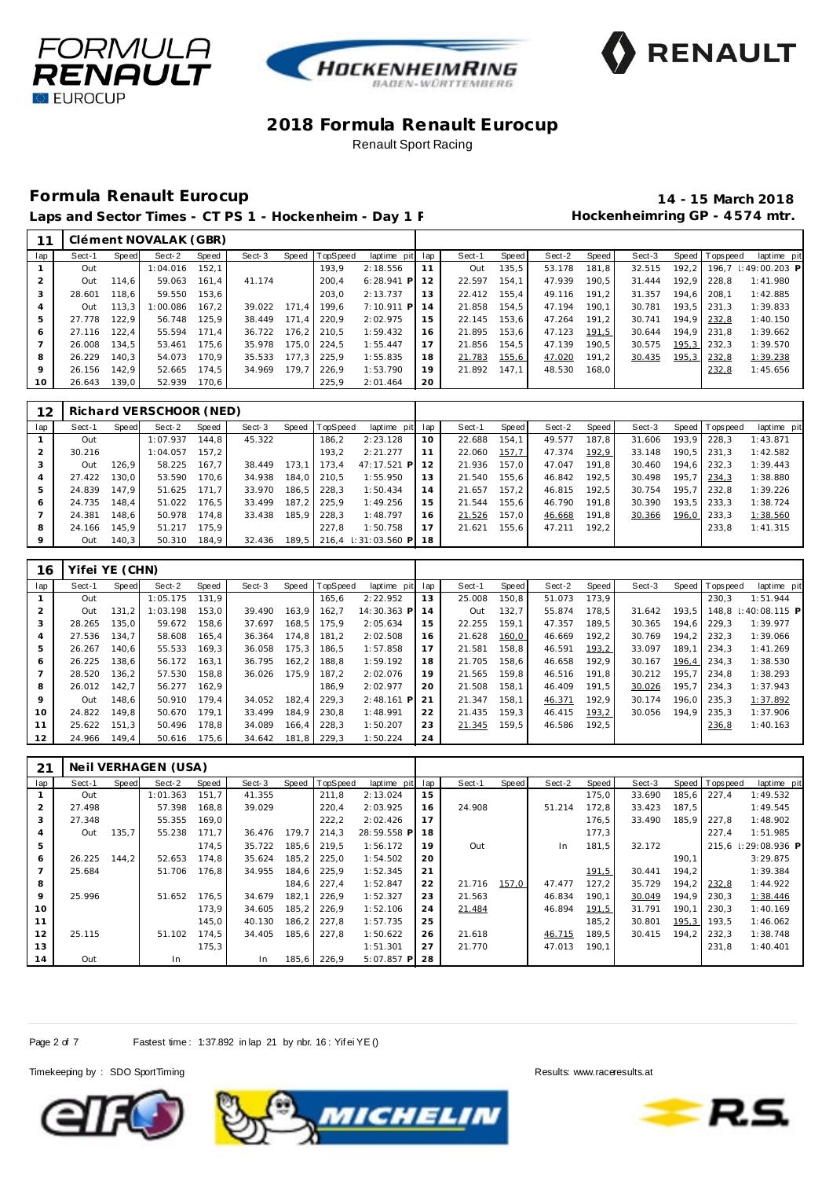# 2018 Formula Renault Eurocup

Renault Sport Racing

## Formula Renault Eurocup

**14 - 15 March 2018**

**Laps and Sector Times - CT PS 1 - Hockenheim - Day 1 F**

**Hockenheimring GP - 4574 mtr.**

### 11 Clément NOVALAK (GBR)

| lap | Sect-1 | Speed | Sect-2 | Speed | Sect-3 | Speed | TopSpeed | laptime pit | lap | Sect-1 | Speed | Sect-2 | Speed | Sect-3 | Speed | Topspeed | laptime pit |
|---|---|---|---|---|---|---|---|---|---|---|---|---|---|---|---|---|---|
| 1 | Out | | 1:04.016 | 152,1 | | | 193,9 | 2:18.556 | 11 | Out | 135,5 | 53.178 | 181,8 | 32.515 | 192,2 | 196,7 | 1:49:00.203 P |
| 2 | Out | 114,6 | 59.063 | 161,4 | 41.174 | | 200,4 | 6:28.941 P | 12 | 22.597 | 154,1 | 47.939 | 190,5 | 31.444 | 192,9 | 228,8 | 1:41.980 |
| 3 | 28.601 | 118,6 | 59.550 | 153,6 | | | 203,0 | 2:13.737 | 13 | 22.412 | 155,4 | 49.116 | 191,2 | 31.357 | 194,6 | 208,1 | 1:42.885 |
| 4 | Out | 113,3 | 1:00.086 | 167,2 | 39.022 | 171,4 | 199,6 | 7:10.911 P | 14 | 21.858 | 154,5 | 47.194 | 190,1 | 30.781 | 193,5 | 231,3 | 1:39.833 |
| 5 | 27.778 | 122,9 | 56.748 | 125,9 | 38.449 | 171,4 | 220,9 | 2:02.975 | 15 | 22.145 | 153,6 | 47.264 | 191,2 | 30.741 | 194,9 | 232,8 | 1:40.150 |
| 6 | 27.116 | 122,4 | 55.594 | 171,4 | 36.722 | 176,2 | 210,5 | 1:59.432 | 16 | 21.895 | 153,6 | 47.123 | 191,5 | 30.644 | 194,9 | 231,8 | 1:39.662 |
| 7 | 26.008 | 134,5 | 53.461 | 175,6 | 35.978 | 175,0 | 224,5 | 1:55.447 | 17 | 21.856 | 154,5 | 47.139 | 190,5 | 30.575 | 195,3 | 232,3 | 1:39.570 |
| 8 | 26.229 | 140,3 | 54.073 | 170,9 | 35.533 | 177,3 | 225,9 | 1:55.835 | 18 | 21.783 | 155,6 | 47.020 | 191,2 | 30.435 | 195,3 | 232,8 | 1:39.238 |
| 9 | 26.156 | 142,9 | 52.665 | 174,5 | 34.969 | 179,7 | 226,9 | 1:53.790 | 19 | 21.892 | 147,1 | 48.530 | 168,0 | | | 232,8 | 1:45.656 |
| 10 | 26.643 | 139,0 | 52.939 | 170,6 | | | 225,9 | 2:01.464 | 20 | | | | | | | | |

### 12 Richard VERSCHOOR (NED)

| lap | Sect-1 | Speed | Sect-2 | Speed | Sect-3 | Speed | TopSpeed | laptime pit | lap | Sect-1 | Speed | Sect-2 | Speed | Sect-3 | Speed | Topspeed | laptime pit |
|---|---|---|---|---|---|---|---|---|---|---|---|---|---|---|---|---|---|
| 1 | Out | | 1:07.937 | 144,8 | 45.322 | | 186,2 | 2:23.128 | 10 | 22.688 | 154,1 | 49.577 | 187,8 | 31.606 | 193,9 | 228,3 | 1:43.871 |
| 2 | 30.216 | | 1:04.057 | 157,2 | | | 193,2 | 2:21.277 | 11 | 22.060 | 157,7 | 47.374 | 192,9 | 33.148 | 190,5 | 231,3 | 1:42.582 |
| 3 | Out | 126,9 | 58.225 | 167,7 | 38.449 | 173,1 | 173,4 | 47:17.521 P | 12 | 21.936 | 157,0 | 47.047 | 191,8 | 30.460 | 194,6 | 232,3 | 1:39.443 |
| 4 | 27.422 | 130,0 | 53.590 | 170,6 | 34.938 | 184,0 | 210,5 | 1:55.950 | 13 | 21.540 | 155,6 | 46.842 | 192,5 | 30.498 | 195,7 | 234,3 | 1:38.880 |
| 5 | 24.839 | 147,9 | 51.625 | 171,7 | 33.970 | 186,5 | 228,3 | 1:50.434 | 14 | 21.657 | 157,2 | 46.815 | 192,5 | 30.754 | 195,7 | 232,8 | 1:39.226 |
| 6 | 24.735 | 148,4 | 51.022 | 176,5 | 33.499 | 187,2 | 225,9 | 1:49.256 | 15 | 21.544 | 155,6 | 46.790 | 191,8 | 30.390 | 193,5 | 233,3 | 1:38.724 |
| 7 | 24.381 | 148,6 | 50.978 | 174,8 | 33.438 | 185,9 | 228,3 | 1:48.797 | 16 | 21.526 | 157,0 | 46.668 | 191,8 | 30.366 | 196,0 | 233,3 | 1:38.560 |
| 8 | 24.166 | 145,9 | 51.217 | 175,9 | | | 227,8 | 1:50.758 | 17 | 21.621 | 155,6 | 47.211 | 192,2 | | | 233,8 | 1:41.315 |
| 9 | Out | 140,3 | 50.310 | 184,9 | 32.436 | 189,5 | 216,4 | 1:31:03.560 P | 18 | | | | | | | | |

### 16 Yifei YE (CHN)

| lap | Sect-1 | Speed | Sect-2 | Speed | Sect-3 | Speed | TopSpeed | laptime pit | lap | Sect-1 | Speed | Sect-2 | Speed | Sect-3 | Speed | Topspeed | laptime pit |
|---|---|---|---|---|---|---|---|---|---|---|---|---|---|---|---|---|---|
| 1 | Out | | 1:05.175 | 131,9 | | | 165,6 | 2:22.952 | 13 | 25.008 | 150,8 | 51.073 | 173,9 | | | 230,3 | 1:51.944 |
| 2 | Out | 131,2 | 1:03.198 | 153,0 | 39.490 | 163,9 | 162,7 | 14:30.363 P | 14 | Out | 132,7 | 55.874 | 178,5 | 31.642 | 193,5 | 148,8 | 1:40:08.115 P |
| 3 | 28.265 | 135,0 | 59.672 | 158,6 | 37.697 | 168,5 | 175,9 | 2:05.634 | 15 | 22.255 | 159,1 | 47.357 | 189,5 | 30.365 | 194,6 | 229,3 | 1:39.977 |
| 4 | 27.536 | 134,7 | 58.608 | 165,4 | 36.364 | 174,8 | 181,2 | 2:02.508 | 16 | 21.628 | 160,0 | 46.669 | 192,2 | 30.769 | 194,2 | 232,3 | 1:39.066 |
| 5 | 26.267 | 140,6 | 55.533 | 169,3 | 36.058 | 175,3 | 186,5 | 1:57.858 | 17 | 21.581 | 158,8 | 46.591 | 193,2 | 33.097 | 189,1 | 234,3 | 1:41.269 |
| 6 | 26.225 | 138,6 | 56.172 | 163,1 | 36.795 | 162,2 | 188,8 | 1:59.192 | 18 | 21.705 | 158,6 | 46.658 | 192,9 | 30.167 | 196,4 | 234,3 | 1:38.530 |
| 7 | 28.520 | 136,2 | 57.530 | 158,8 | 36.026 | 175,9 | 187,2 | 2:02.076 | 19 | 21.565 | 159,8 | 46.516 | 191,8 | 30.212 | 195,7 | 234,8 | 1:38.293 |
| 8 | 26.012 | 142,7 | 56.277 | 162,9 | | | 186,9 | 2:02.977 | 20 | 21.508 | 158,1 | 46.409 | 191,5 | 30.026 | 195,7 | 234,3 | 1:37.943 |
| 9 | Out | 148,6 | 50.910 | 179,4 | 34.052 | 182,4 | 229,3 | 2:48.161 P | 21 | 21.347 | 158,1 | 46.371 | 192,9 | 30.174 | 196,0 | 235,3 | 1:37.892 |
| 10 | 24.822 | 149,8 | 50.670 | 179,1 | 33.499 | 184,9 | 230,8 | 1:48.991 | 22 | 21.435 | 159,3 | 46.415 | 193,2 | 30.056 | 194,9 | 235,3 | 1:37.906 |
| 11 | 25.622 | 151,3 | 50.496 | 178,8 | 34.089 | 166,4 | 228,3 | 1:50.207 | 23 | 21.345 | 159,5 | 46.586 | 192,5 | | | 236,8 | 1:40.163 |
| 12 | 24.966 | 149,4 | 50.616 | 175,6 | 34.642 | 181,8 | 229,3 | 1:50.224 | 24 | | | | | | | | |

### 21 Neil VERHAGEN (USA)

| lap | Sect-1 | Speed | Sect-2 | Speed | Sect-3 | Speed | TopSpeed | laptime pit | lap | Sect-1 | Speed | Sect-2 | Speed | Sect-3 | Speed | Topspeed | laptime pit |
|---|---|---|---|---|---|---|---|---|---|---|---|---|---|---|---|---|---|
| 1 | Out | | 1:01.363 | 151,7 | 41.355 | | 211,8 | 2:13.024 | 15 | | | | 175,0 | 33.690 | 185,6 | 227,4 | 1:49.532 |
| 2 | 27.498 | | 57.398 | 168,8 | 39.029 | | 220,4 | 2:03.925 | 16 | 24.908 | | 51.214 | 172,8 | 33.423 | 187,5 | | 1:49.545 |
| 3 | 27.348 | | 55.355 | 169,0 | | | 222,2 | 2:02.426 | 17 | | | | 176,5 | 33.490 | 185,9 | 227,8 | 1:48.902 |
| 4 | Out | 135,7 | 55.238 | 171,7 | 36.476 | 179,7 | 214,3 | 28:59.558 P | 18 | | | | 177,3 | | | 227,4 | 1:51.985 |
| 5 | | | | 174,5 | 35.722 | 185,6 | 219,5 | 1:56.172 | 19 | Out | | In | 181,5 | 32.172 | | 215,6 | 1:29:08.936 P |
| 6 | 26.225 | 144,2 | 52.653 | 174,8 | 35.624 | 185,2 | 225,0 | 1:54.502 | 20 | | | | | | 190,1 | | 3:29.875 |
| 7 | 25.684 | | 51.706 | 176,8 | 34.955 | 184,6 | 225,9 | 1:52.345 | 21 | | | | 191,5 | 30.441 | 194,2 | | 1:39.384 |
| 8 | | | | | | 184,6 | 227,4 | 1:52.847 | 22 | 21.716 | 157,0 | 47.477 | 127,2 | 35.729 | 194,2 | 232,8 | 1:44.922 |
| 9 | 25.996 | | 51.652 | 176,5 | 34.679 | 182,1 | 226,9 | 1:52.327 | 23 | 21.563 | | 46.834 | 190,1 | 30.049 | 194,9 | 230,3 | 1:38.446 |
| 10 | | | | 173,9 | 34.605 | 185,2 | 226,9 | 1:52.106 | 24 | 21.484 | | 46.894 | 191,5 | 31.791 | 190,1 | 230,3 | 1:40.169 |
| 11 | | | | 145,0 | 40.130 | 186,2 | 227,8 | 1:57.735 | 25 | | | | 185,2 | 30.801 | 195,3 | 193,5 | 1:46.062 |
| 12 | 25.115 | | 51.102 | 174,5 | 34.405 | 185,6 | 227,8 | 1:50.622 | 26 | 21.618 | | 46.715 | 189,5 | 30.415 | 194,2 | 232,3 | 1:38.748 |
| 13 | | | | 175,3 | | | | 1:51.301 | 27 | 21.770 | | 47.013 | 190,1 | | | 231,8 | 1:40.401 |
| 14 | Out | | In | | In | 185,6 | 226,9 | 5:07.857 P | 28 | | | | | | | | |

Fastest time : 1:37.892 in lap 21 by nbr. 16 : Yifei YE ()

Timekeeping by : SDO SportTiming

Results: www.raceresults.at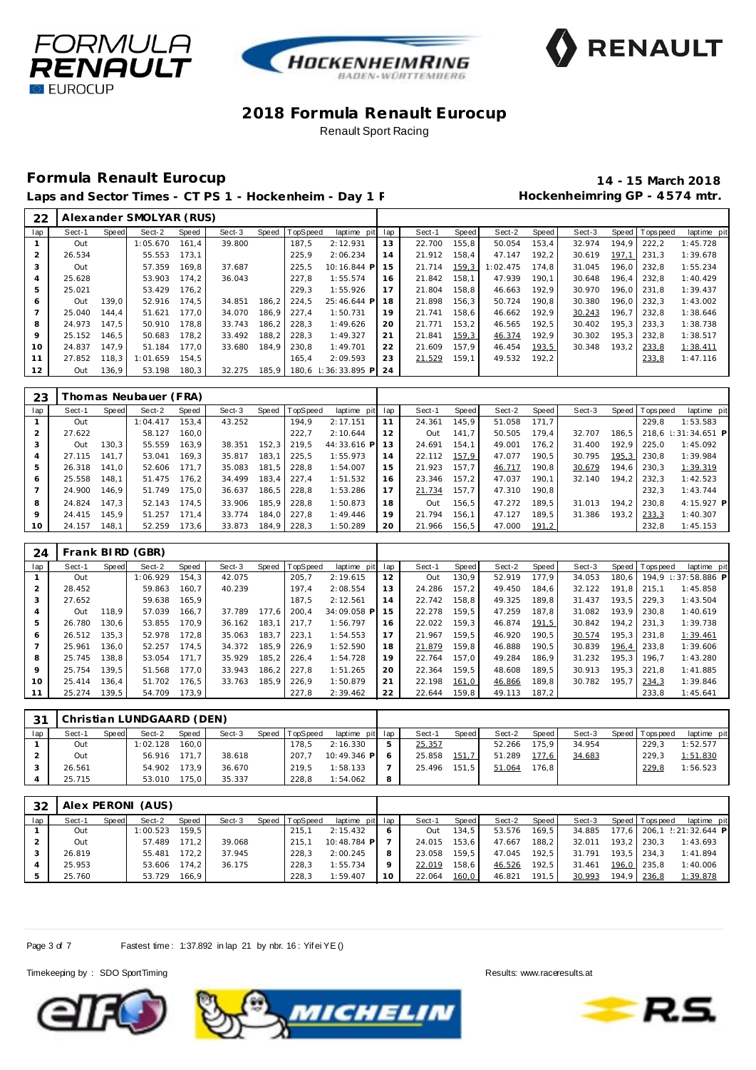# 2018 Formula Renault Eurocup

Renault Sport Racing

## Formula Renault Eurocup

**14 - 15 March 2018**

**Laps and Sector Times - CT PS 1 - Hockenheim - Day 1 F**

**Hockenheimring GP - 4574 mtr.**

### 22 Alexander SMOLYAR (RUS)

| lap | Sect-1 | Speed | Sect-2 | Speed | Sect-3 | Speed | TopSpeed | laptime pit | lap | Sect-1 | Speed | Sect-2 | Speed | Sect-3 | Speed | Topspeed | laptime pit |
|---|---|---|---|---|---|---|---|---|---|---|---|---|---|---|---|---|---|
| 1 | Out | | 1:05.670 | 161,4 | 39.800 | | 187,5 | 2:12.931 | 13 | 22.700 | 155,8 | 50.054 | 153,4 | 32.974 | 194,9 | 222,2 | 1:45.728 |
| 2 | 26.534 | | 55.553 | 173,1 | | | 225,9 | 2:06.234 | 14 | 21.912 | 158,4 | 47.147 | 192,2 | 30.619 | 197,1 | 231,3 | 1:39.678 |
| 3 | Out | | 57.359 | 169,8 | 37.687 | | 225,5 | 10:16.844 P | 15 | 21.714 | 159,3 | 1:02.475 | 174,8 | 31.045 | 196,0 | 232,8 | 1:55.234 |
| 4 | 25.628 | | 53.903 | 174,2 | 36.043 | | 227,8 | 1:55.574 | 16 | 21.842 | 158,1 | 47.939 | 190,1 | 30.648 | 196,4 | 232,8 | 1:40.429 |
| 5 | 25.021 | | 53.429 | 176,2 | | | 229,3 | 1:55.926 | 17 | 21.804 | 158,8 | 46.663 | 192,9 | 30.970 | 196,0 | 231,8 | 1:39.437 |
| 6 | Out | 139,0 | 52.916 | 174,5 | 34.851 | 186,2 | 224,5 | 25:46.644 P | 18 | 21.898 | 156,3 | 50.724 | 190,8 | 30.380 | 196,0 | 232,3 | 1:43.002 |
| 7 | 25.040 | 144,4 | 51.621 | 177,0 | 34.070 | 186,9 | 227,4 | 1:50.731 | 19 | 21.741 | 158,6 | 46.662 | 192,9 | 30.243 | 196,7 | 232,8 | 1:38.646 |
| 8 | 24.973 | 147,5 | 50.910 | 178,8 | 33.743 | 186,2 | 228,3 | 1:49.626 | 20 | 21.771 | 153,2 | 46.565 | 192,5 | 30.402 | 195,3 | 233,3 | 1:38.738 |
| 9 | 25.152 | 146,5 | 50.683 | 178,2 | 33.492 | 188,2 | 228,3 | 1:49.327 | 21 | 21.841 | 159,3 | 46.374 | 192,9 | 30.302 | 195,3 | 232,8 | 1:38.517 |
| 10 | 24.837 | 147,9 | 51.184 | 177,0 | 33.680 | 184,9 | 230,8 | 1:49.701 | 22 | 21.609 | 157,9 | 46.454 | 193,5 | 30.348 | 193,2 | 233,8 | 1:38.411 |
| 11 | 27.852 | 118,3 | 1:01.659 | 154,5 | | | 165,4 | 2:09.593 | 23 | 21.529 | 159,1 | 49.532 | 192,2 | | | 233,8 | 1:47.116 |
| 12 | Out | 136,9 | 53.198 | 180,3 | 32.275 | 185,9 | 180,6 | 1:36:33.895 P | 24 | | | | | | | | |

### 23 Thomas Neubauer (FRA)

| lap | Sect-1 | Speed | Sect-2 | Speed | Sect-3 | Speed | TopSpeed | laptime pit | lap | Sect-1 | Speed | Sect-2 | Speed | Sect-3 | Speed | Topspeed | laptime pit |
|---|---|---|---|---|---|---|---|---|---|---|---|---|---|---|---|---|---|
| 1 | Out | | 1:04.417 | 153,4 | 43.252 | | 194,9 | 2:17.151 | 11 | 24.361 | 145,9 | 51.058 | 171,7 | | | 229,8 | 1:53.583 |
| 2 | 27.622 | | 58.127 | 160,0 | | | 222,7 | 2:10.644 | 12 | Out | 141,7 | 50.505 | 179,4 | 32.707 | 186,5 | 218,6 | 1:31:34.651 P |
| 3 | Out | 130,3 | 55.559 | 163,9 | 38.351 | 152,3 | 219,5 | 44:33.616 P | 13 | 24.691 | 154,1 | 49.001 | 176,2 | 31.400 | 192,9 | 225,0 | 1:45.092 |
| 4 | 27.115 | 141,7 | 53.041 | 169,3 | 35.817 | 183,1 | 225,5 | 1:55.973 | 14 | 22.112 | 157,9 | 47.077 | 190,5 | 30.795 | 195,3 | 230,8 | 1:39.984 |
| 5 | 26.318 | 141,0 | 52.606 | 171,7 | 35.083 | 181,5 | 228,8 | 1:54.007 | 15 | 21.923 | 157,7 | 46.717 | 190,8 | 30.679 | 194,6 | 230,3 | 1:39.319 |
| 6 | 25.558 | 148,1 | 51.475 | 176,2 | 34.499 | 183,4 | 227,4 | 1:51.532 | 16 | 23.346 | 157,2 | 47.037 | 190,1 | 32.140 | 194,2 | 232,3 | 1:42.523 |
| 7 | 24.900 | 146,9 | 51.749 | 175,0 | 36.637 | 186,5 | 228,8 | 1:53.286 | 17 | 21.734 | 157,7 | 47.310 | 190,8 | | | 232,3 | 1:43.744 |
| 8 | 24.824 | 147,3 | 52.143 | 174,5 | 33.906 | 185,9 | 228,8 | 1:50.873 | 18 | Out | 156,5 | 47.272 | 189,5 | 31.013 | 194,2 | 230,8 | 4:15.927 P |
| 9 | 24.415 | 145,9 | 51.257 | 171,4 | 33.774 | 184,0 | 227,8 | 1:49.446 | 19 | 21.794 | 156,1 | 47.127 | 189,5 | 31.386 | 193,2 | 233,3 | 1:40.307 |
| 10 | 24.157 | 148,1 | 52.259 | 173,6 | 33.873 | 184,9 | 228,3 | 1:50.289 | 20 | 21.966 | 156,5 | 47.000 | 191,2 | | | 232,8 | 1:45.153 |

### 24 Frank BIRD (GBR)

| lap | Sect-1 | Speed | Sect-2 | Speed | Sect-3 | Speed | TopSpeed | laptime pit | lap | Sect-1 | Speed | Sect-2 | Speed | Sect-3 | Speed | Topspeed | laptime pit |
|---|---|---|---|---|---|---|---|---|---|---|---|---|---|---|---|---|---|
| 1 | Out | | 1:06.929 | 154,3 | 42.075 | | 205,7 | 2:19.615 | 12 | Out | 130,9 | 52.919 | 177,9 | 34.053 | 180,6 | 194,9 | 1:37:58.886 P |
| 2 | 28.452 | | 59.863 | 160,7 | 40.239 | | 197,4 | 2:08.554 | 13 | 24.286 | 157,2 | 49.450 | 184,6 | 32.122 | 191,8 | 215,1 | 1:45.858 |
| 3 | 27.652 | | 59.638 | 165,9 | | | 187,5 | 2:12.561 | 14 | 22.742 | 158,8 | 49.325 | 189,8 | 31.437 | 193,5 | 229,3 | 1:43.504 |
| 4 | Out | 118,9 | 57.039 | 166,7 | 37.789 | 177,6 | 200,4 | 34:09.058 P | 15 | 22.278 | 159,5 | 47.259 | 187,8 | 31.082 | 193,9 | 230,8 | 1:40.619 |
| 5 | 26.780 | 130,6 | 53.855 | 170,9 | 36.162 | 183,1 | 217,7 | 1:56.797 | 16 | 22.022 | 159,3 | 46.874 | 191,5 | 30.842 | 194,2 | 231,3 | 1:39.738 |
| 6 | 26.512 | 135,3 | 52.978 | 172,8 | 35.063 | 183,7 | 223,1 | 1:54.553 | 17 | 21.967 | 159,5 | 46.920 | 190,5 | 30.574 | 195,3 | 231,8 | 1:39.461 |
| 7 | 25.961 | 136,0 | 52.257 | 174,5 | 34.372 | 185,9 | 226,9 | 1:52.590 | 18 | 21.879 | 159,8 | 46.888 | 190,5 | 30.839 | 196,4 | 233,8 | 1:39.606 |
| 8 | 25.745 | 138,8 | 53.054 | 171,7 | 35.929 | 185,2 | 226,4 | 1:54.728 | 19 | 22.764 | 157,0 | 49.284 | 186,9 | 31.232 | 195,3 | 196,7 | 1:43.280 |
| 9 | 25.754 | 139,5 | 51.568 | 177,0 | 33.943 | 186,2 | 227,8 | 1:51.265 | 20 | 22.364 | 159,5 | 48.608 | 189,5 | 30.913 | 195,3 | 221,8 | 1:41.885 |
| 10 | 25.414 | 136,4 | 51.702 | 176,5 | 33.763 | 185,9 | 226,9 | 1:50.879 | 21 | 22.198 | 161,0 | 46.866 | 189,8 | 30.782 | 195,7 | 234,3 | 1:39.846 |
| 11 | 25.274 | 139,5 | 54.709 | 173,9 | | | 227,8 | 2:39.462 | 22 | 22.644 | 159,8 | 49.113 | 187,2 | | | 233,8 | 1:45.641 |

### 31 Christian LUNDGAARD (DEN)

| lap | Sect-1 | Speed | Sect-2 | Speed | Sect-3 | Speed | TopSpeed | laptime pit | lap | Sect-1 | Speed | Sect-2 | Speed | Sect-3 | Speed | Topspeed | laptime pit |
|---|---|---|---|---|---|---|---|---|---|---|---|---|---|---|---|---|---|
| 1 | Out | | 1:02.128 | 160,0 | | | 178,5 | 2:16.330 | 5 | 25.357 | | 52.266 | 175,9 | 34.954 | | 229,3 | 1:52.577 |
| 2 | Out | | 56.916 | 171,7 | 38.618 | | 207,7 | 10:49.346 P | 6 | 25.858 | 151,7 | 51.289 | 177,6 | 34.683 | | 229,3 | 1:51.830 |
| 3 | 26.561 | | 54.902 | 173,9 | 36.670 | | 219,5 | 1:58.133 | 7 | 25.496 | 151,5 | 51.064 | 176,8 | | | 229,8 | 1:56.523 |
| 4 | 25.715 | | 53.010 | 175,0 | 35.337 | | 228,8 | 1:54.062 | 8 | | | | | | | | |

### 32 Alex PERONI (AUS)

| lap | Sect-1 | Speed | Sect-2 | Speed | Sect-3 | Speed | TopSpeed | laptime pit | lap | Sect-1 | Speed | Sect-2 | Speed | Sect-3 | Speed | Topspeed | laptime pit |
|---|---|---|---|---|---|---|---|---|---|---|---|---|---|---|---|---|---|
| 1 | Out | | 1:00.523 | 159,5 | | | 215,1 | 2:15.432 | 6 | Out | 134,5 | 53.576 | 169,5 | 34.885 | 177,6 | 206,1 | 2:21:32.644 P |
| 2 | Out | | 57.489 | 171,2 | 39.068 | | 215,1 | 10:48.784 P | 7 | 24.015 | 153,6 | 47.667 | 188,2 | 32.011 | 193,2 | 230,3 | 1:43.693 |
| 3 | 26.819 | | 55.481 | 172,2 | 37.945 | | 228,3 | 2:00.245 | 8 | 23.058 | 159,5 | 47.045 | 192,5 | 31.791 | 193,5 | 234,3 | 1:41.894 |
| 4 | 25.953 | | 53.606 | 174,2 | 36.175 | | 228,3 | 1:55.734 | 9 | 22.019 | 158,6 | 46.526 | 192,5 | 31.461 | 196,0 | 235,8 | 1:40.006 |
| 5 | 25.760 | | 53.729 | 166,9 | | | 228,3 | 1:59.407 | 10 | 22.064 | 160,0 | 46.821 | 191,5 | 30.993 | 194,9 | 236,8 | 1:39.878 |

Fastest time : 1:37.892 in lap 21 by nbr. 16 : Yifei YE ()

Timekeeping by : SDO SportTiming

Results: www.raceresults.at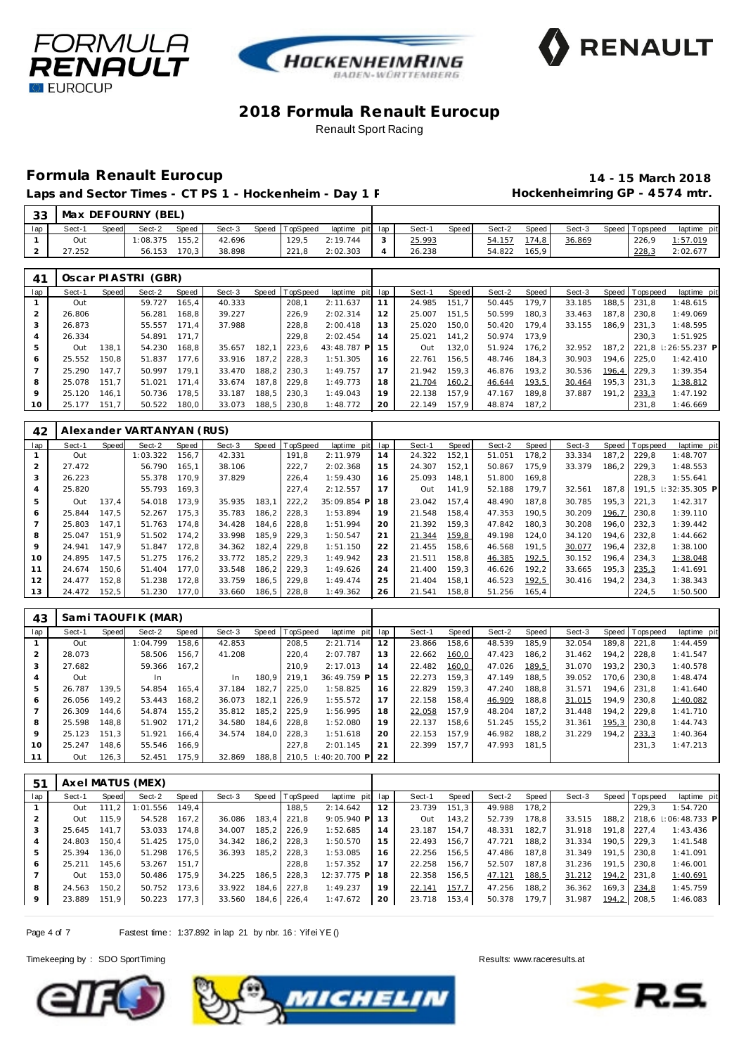# 2018 Formula Renault Eurocup

Renault Sport Racing

## Formula Renault Eurocup

**14 - 15 March 2018**

**Laps and Sector Times - CT PS 1 - Hockenheim - Day 1 F**

**Hockenheimring GP - 4574 mtr.**

### 33 Max DEFOURNY (BEL)

| lap | Sect-1 | Speed | Sect-2 | Speed | Sect-3 | Speed | TopSpeed | laptime pit | lap | Sect-1 | Speed | Sect-2 | Speed | Sect-3 | Speed | Topspeed | laptime pit |
|---|---|---|---|---|---|---|---|---|---|---|---|---|---|---|---|---|---|
| 1 | Out | | 1:08.375 | 155,2 | 42.696 | | 129,5 | 2:19.744 | 3 | 25.993 | | 54.157 | 174,8 | 36.869 | | 226,9 | 1:57.019 |
| 2 | 27.252 | | 56.153 | 170,3 | 38.898 | | 221,8 | 2:02.303 | 4 | 26.238 | | 54.822 | 165,9 | | | 228,3 | 2:02.677 |

### 41 Oscar PIASTRI (GBR)

| lap | Sect-1 | Speed | Sect-2 | Speed | Sect-3 | Speed | TopSpeed | laptime pit | lap | Sect-1 | Speed | Sect-2 | Speed | Sect-3 | Speed | Topspeed | laptime pit |
|---|---|---|---|---|---|---|---|---|---|---|---|---|---|---|---|---|---|
| 1 | Out | | 59.727 | 165,4 | 40.333 | | 208,1 | 2:11.637 | 11 | 24.985 | 151,7 | 50.445 | 179,7 | 33.185 | 188,5 | 231,8 | 1:48.615 |
| 2 | 26.806 | | 56.281 | 168,8 | 39.227 | | 226,9 | 2:02.314 | 12 | 25.007 | 151,5 | 50.599 | 180,3 | 33.463 | 187,8 | 230,8 | 1:49.069 |
| 3 | 26.873 | | 55.557 | 171,4 | 37.988 | | 228,8 | 2:00.418 | 13 | 25.020 | 150,0 | 50.420 | 179,4 | 33.155 | 186,9 | 231,3 | 1:48.595 |
| 4 | 26.334 | | 54.891 | 171,7 | | | 229,8 | 2:02.454 | 14 | 25.021 | 141,2 | 50.974 | 173,9 | | | 230,3 | 1:51.925 |
| 5 | Out | 138,1 | 54.230 | 168,8 | 35.657 | 182,1 | 223,6 | 43:48.787 P | 15 | Out | 132,0 | 51.924 | 176,2 | 32.952 | 187,2 | 221,8 | 1:26:55.237 P |
| 6 | 25.552 | 150,8 | 51.837 | 177,6 | 33.916 | 187,2 | 228,3 | 1:51.305 | 16 | 22.761 | 156,5 | 48.746 | 184,3 | 30.903 | 194,6 | 225,0 | 1:42.410 |
| 7 | 25.290 | 147,7 | 50.997 | 179,1 | 33.470 | 188,2 | 230,3 | 1:49.757 | 17 | 21.942 | 159,3 | 46.876 | 193,2 | 30.536 | 196,4 | 229,3 | 1:39.354 |
| 8 | 25.078 | 151,7 | 51.021 | 171,4 | 33.674 | 187,8 | 229,8 | 1:49.773 | 18 | 21.704 | 160,2 | 46.644 | 193,5 | 30.464 | 195,3 | 231,3 | 1:38.812 |
| 9 | 25.120 | 146,1 | 50.736 | 178,5 | 33.187 | 188,5 | 230,3 | 1:49.043 | 19 | 22.138 | 157,9 | 47.167 | 189,8 | 37.887 | 191,2 | 233,3 | 1:47.192 |
| 10 | 25.177 | 151,7 | 50.522 | 180,0 | 33.073 | 188,5 | 230,8 | 1:48.772 | 20 | 22.149 | 157,9 | 48.874 | 187,2 | | | 231,8 | 1:46.669 |

### 42 Alexander VARTANYAN (RUS)

| lap | Sect-1 | Speed | Sect-2 | Speed | Sect-3 | Speed | TopSpeed | laptime pit | lap | Sect-1 | Speed | Sect-2 | Speed | Sect-3 | Speed | Topspeed | laptime pit |
|---|---|---|---|---|---|---|---|---|---|---|---|---|---|---|---|---|---|
| 1 | Out | | 1:03.322 | 156,7 | 42.331 | | 191,8 | 2:11.979 | 14 | 24.322 | 152,1 | 51.051 | 178,2 | 33.334 | 187,2 | 229,8 | 1:48.707 |
| 2 | 27.472 | | 56.790 | 165,1 | 38.106 | | 222,7 | 2:02.368 | 15 | 24.307 | 152,1 | 50.867 | 175,9 | 33.379 | 186,2 | 229,3 | 1:48.553 |
| 3 | 26.223 | | 55.378 | 170,9 | 37.829 | | 226,4 | 1:59.430 | 16 | 25.093 | 148,1 | 51.800 | 169,8 | | | 228,3 | 1:55.641 |
| 4 | 25.820 | | 55.793 | 169,3 | | | 227,4 | 2:12.557 | 17 | Out | 141,9 | 52.188 | 179,7 | 32.561 | 187,8 | 191,5 | 1:32:35.305 P |
| 5 | Out | 137,4 | 54.018 | 173,9 | 35.935 | 183,1 | 222,2 | 35:09.854 P | 18 | 23.042 | 157,4 | 48.490 | 187,8 | 30.785 | 195,3 | 221,3 | 1:42.317 |
| 6 | 25.844 | 147,5 | 52.267 | 175,3 | 35.783 | 186,2 | 228,3 | 1:53.894 | 19 | 21.548 | 158,4 | 47.353 | 190,5 | 30.209 | 196,7 | 230,8 | 1:39.110 |
| 7 | 25.803 | 147,1 | 51.763 | 174,8 | 34.428 | 184,6 | 228,8 | 1:51.994 | 20 | 21.392 | 159,3 | 47.842 | 180,3 | 30.208 | 196,0 | 232,3 | 1:39.442 |
| 8 | 25.047 | 151,9 | 51.502 | 174,2 | 33.998 | 185,9 | 229,3 | 1:50.547 | 21 | 21.344 | 159,8 | 49.198 | 124,0 | 34.120 | 194,6 | 232,8 | 1:44.662 |
| 9 | 24.941 | 147,9 | 51.847 | 172,8 | 34.362 | 182,4 | 229,8 | 1:51.150 | 22 | 21.455 | 158,6 | 46.568 | 191,5 | 30.077 | 196,4 | 232,8 | 1:38.100 |
| 10 | 24.895 | 147,5 | 51.275 | 176,2 | 33.772 | 185,2 | 229,3 | 1:49.942 | 23 | 21.511 | 158,8 | 46.385 | 192,5 | 30.152 | 196,4 | 234,3 | 1:38.048 |
| 11 | 24.674 | 150,6 | 51.404 | 177,0 | 33.548 | 186,2 | 229,3 | 1:49.626 | 24 | 21.400 | 159,3 | 46.626 | 192,2 | 33.665 | 195,3 | 235,3 | 1:41.691 |
| 12 | 24.477 | 152,8 | 51.238 | 172,8 | 33.759 | 186,5 | 229,8 | 1:49.474 | 25 | 21.404 | 158,1 | 46.523 | 192,5 | 30.416 | 194,2 | 234,3 | 1:38.343 |
| 13 | 24.472 | 152,5 | 51.230 | 177,0 | 33.660 | 186,5 | 228,8 | 1:49.362 | 26 | 21.541 | 158,8 | 51.256 | 165,4 | | | 224,5 | 1:50.500 |

### 43 Sami TAOUFIK (MAR)

| lap | Sect-1 | Speed | Sect-2 | Speed | Sect-3 | Speed | TopSpeed | laptime pit | lap | Sect-1 | Speed | Sect-2 | Speed | Sect-3 | Speed | Topspeed | laptime pit |
|---|---|---|---|---|---|---|---|---|---|---|---|---|---|---|---|---|---|
| 1 | Out | | 1:04.799 | 158,6 | 42.853 | | 208,5 | 2:21.714 | 12 | 23.866 | 158,6 | 48.539 | 185,9 | 32.054 | 189,8 | 221,8 | 1:44.459 |
| 2 | 28.073 | | 58.506 | 156,7 | 41.208 | | 220,4 | 2:07.787 | 13 | 22.662 | 160,0 | 47.423 | 186,2 | 31.462 | 194,2 | 228,8 | 1:41.547 |
| 3 | 27.682 | | 59.366 | 167,2 | | | 210,9 | 2:17.013 | 14 | 22.482 | 160,0 | 47.026 | 189,5 | 31.070 | 193,2 | 230,3 | 1:40.578 |
| 4 | Out | | In | | In | 180,9 | 219,1 | 36:49.759 P | 15 | 22.273 | 159,3 | 47.149 | 188,5 | 39.052 | 170,6 | 230,8 | 1:48.474 |
| 5 | 26.787 | 139,5 | 54.854 | 165,4 | 37.184 | 182,7 | 225,0 | 1:58.825 | 16 | 22.829 | 159,3 | 47.240 | 188,8 | 31.571 | 194,6 | 231,8 | 1:41.640 |
| 6 | 26.056 | 149,2 | 53.443 | 168,2 | 36.073 | 182,1 | 226,9 | 1:55.572 | 17 | 22.158 | 158,4 | 46.909 | 188,8 | 31.015 | 194,9 | 230,8 | 1:40.082 |
| 7 | 26.309 | 144,6 | 54.874 | 155,2 | 35.812 | 185,2 | 225,9 | 1:56.995 | 18 | 22.058 | 157,9 | 48.204 | 187,2 | 31.448 | 194,2 | 229,8 | 1:41.710 |
| 8 | 25.598 | 148,8 | 51.902 | 171,2 | 34.580 | 184,6 | 228,8 | 1:52.080 | 19 | 22.137 | 158,6 | 51.245 | 155,2 | 31.361 | 195,3 | 230,8 | 1:44.743 |
| 9 | 25.123 | 151,3 | 51.921 | 166,4 | 34.574 | 184,0 | 228,3 | 1:51.618 | 20 | 22.153 | 157,9 | 46.982 | 188,2 | 31.229 | 194,2 | 233,3 | 1:40.364 |
| 10 | 25.247 | 148,6 | 55.546 | 166,9 | | | 227,8 | 2:01.145 | 21 | 22.399 | 157,7 | 47.993 | 181,5 | | | 231,3 | 1:47.213 |
| 11 | Out | 126,3 | 52.451 | 175,9 | 32.869 | 188,8 | 210,5 | 1:40:20.700 P | 22 | | | | | | | | |

### 51 Axel MATUS (MEX)

| lap | Sect-1 | Speed | Sect-2 | Speed | Sect-3 | Speed | TopSpeed | laptime pit | lap | Sect-1 | Speed | Sect-2 | Speed | Sect-3 | Speed | Topspeed | laptime pit |
|---|---|---|---|---|---|---|---|---|---|---|---|---|---|---|---|---|---|
| 1 | Out | 111,2 | 1:01.556 | 149,4 | | | 188,5 | 2:14.642 | 12 | 23.739 | 151,3 | 49.988 | 178,2 | | | 229,3 | 1:54.720 |
| 2 | Out | 115,9 | 54.528 | 167,2 | 36.086 | 183,4 | 221,8 | 9:05.940 P | 13 | Out | 143,2 | 52.739 | 178,8 | 33.515 | 188,2 | 218,6 | 1:06:48.733 P |
| 3 | 25.645 | 141,7 | 53.033 | 174,8 | 34.007 | 185,2 | 226,9 | 1:52.685 | 14 | 23.187 | 154,7 | 48.331 | 182,7 | 31.918 | 191,8 | 227,4 | 1:43.436 |
| 4 | 24.803 | 150,4 | 51.425 | 175,0 | 34.342 | 186,2 | 228,3 | 1:50.570 | 15 | 22.493 | 156,7 | 47.721 | 188,2 | 31.334 | 190,5 | 229,3 | 1:41.548 |
| 5 | 25.394 | 136,0 | 51.298 | 176,5 | 36.393 | 185,2 | 228,3 | 1:53.085 | 16 | 22.256 | 156,5 | 47.486 | 187,8 | 31.349 | 191,5 | 230,8 | 1:41.091 |
| 6 | 25.211 | 145,6 | 53.267 | 151,7 | | | 228,8 | 1:57.352 | 17 | 22.258 | 156,7 | 52.507 | 187,8 | 31.236 | 191,5 | 230,8 | 1:46.001 |
| 7 | Out | 153,0 | 50.486 | 175,9 | 34.225 | 186,5 | 228,3 | 12:37.775 P | 18 | 22.358 | 156,5 | 47.121 | 188,5 | 31.212 | 194,2 | 231,8 | 1:40.691 |
| 8 | 24.563 | 150,2 | 50.752 | 173,6 | 33.922 | 184,6 | 227,8 | 1:49.237 | 19 | 22.141 | 157,7 | 47.256 | 188,2 | 36.362 | 169,3 | 234,8 | 1:45.759 |
| 9 | 23.889 | 151,9 | 50.223 | 177,3 | 33.560 | 184,6 | 226,4 | 1:47.672 | 20 | 23.718 | 153,4 | 50.378 | 179,7 | 31.987 | 194,2 | 208,5 | 1:46.083 |

Fastest time : 1:37.892 in lap 21 by nbr. 16 : Yifei YE ()

Timekeeping by : SDO SportTiming

Results: www.raceresults.at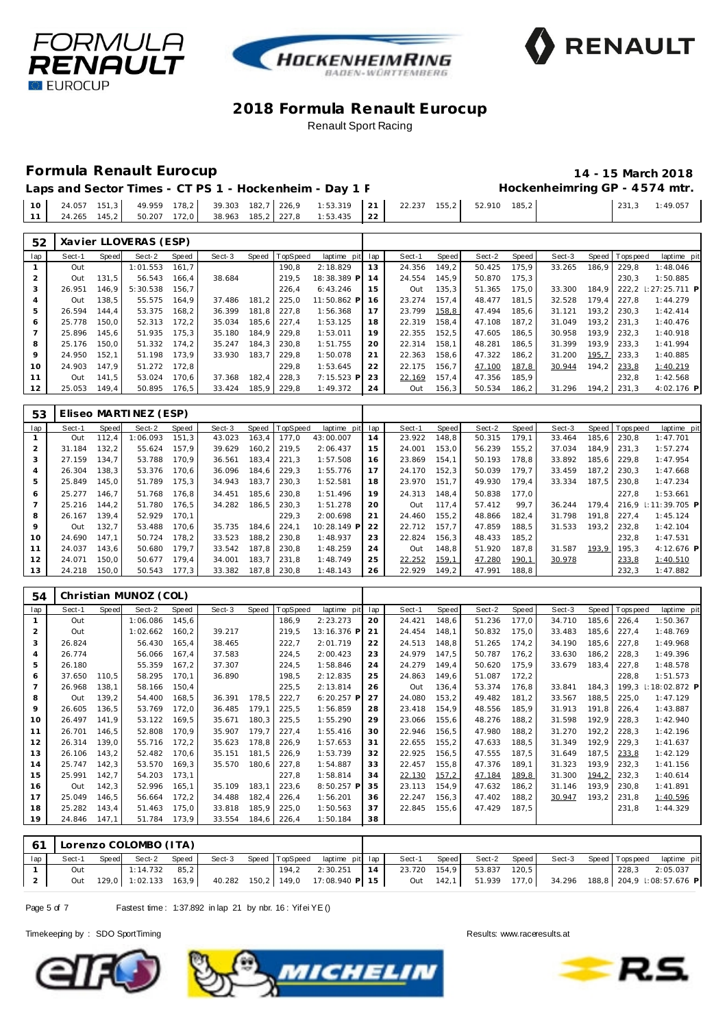# 2018 Formula Renault Eurocup

Renault Sport Racing

## Formula Renault Eurocup

**14 - 15 March 2018**

**Laps and Sector Times - CT PS 1 - Hockenheim - Day 1 F**

**Hockenheimring GP - 4574 mtr.**

| lap | Sect-1 | Speed | Sect-2 | Speed | Sect-3 | Speed | TopSpeed | laptime pit | lap | Sect-1 | Speed | Sect-2 | Speed | Sect-3 | Speed | Topspeed | laptime pit |
|---|---|---|---|---|---|---|---|---|---|---|---|---|---|---|---|---|---|
| 10 | 24.057 | 151,3 | 49.959 | 178,2 | 39.303 | 182,7 | 226,9 | 1:53.319 | 21 | 22.237 | 155,2 | 52.910 | 185,2 | | | 231,3 | 1:49.057 |
| 11 | 24.265 | 145,2 | 50.207 | 172,0 | 38.963 | 185,2 | 227,8 | 1:53.435 | 22 | | | | | | | | |

### 52 Xavier LLOVERAS (ESP)

| lap | Sect-1 | Speed | Sect-2 | Speed | Sect-3 | Speed | TopSpeed | laptime pit | lap | Sect-1 | Speed | Sect-2 | Speed | Sect-3 | Speed | Topspeed | laptime pit |
|---|---|---|---|---|---|---|---|---|---|---|---|---|---|---|---|---|---|
| 1 | Out | | 1:01.553 | 161,7 | | | 190,8 | 2:18.829 | 13 | 24.356 | 149,2 | 50.425 | 175,9 | 33.265 | 186,9 | 229,8 | 1:48.046 |
| 2 | Out | 131,5 | 56.543 | 166,4 | 38.684 | | 219,5 | 18:38.389 P | 14 | 24.554 | 145,9 | 50.870 | 175,3 | | | 230,3 | 1:50.885 |
| 3 | 26.951 | 146,9 | 5:30.538 | 156,7 | | | 226,4 | 6:43.246 | 15 | Out | 135,3 | 51.365 | 175,0 | 33.300 | 184,9 | 222,2 | 1:27:25.711 P |
| 4 | Out | 138,5 | 55.575 | 164,9 | 37.486 | 181,2 | 225,0 | 11:50.862 P | 16 | 23.274 | 157,4 | 48.477 | 181,5 | 32.528 | 179,4 | 227,8 | 1:44.279 |
| 5 | 26.594 | 144,4 | 53.375 | 168,2 | 36.399 | 181,8 | 227,8 | 1:56.368 | 17 | 23.799 | 158,8 | 47.494 | 185,6 | 31.121 | 193,2 | 230,3 | 1:42.414 |
| 6 | 25.778 | 150,0 | 52.313 | 172,2 | 35.034 | 185,6 | 227,4 | 1:53.125 | 18 | 22.319 | 158,4 | 47.108 | 187,2 | 31.049 | 193,2 | 231,3 | 1:40.476 |
| 7 | 25.896 | 145,6 | 51.935 | 175,3 | 35.180 | 184,9 | 229,8 | 1:53.011 | 19 | 22.355 | 152,5 | 47.605 | 186,5 | 30.958 | 193,9 | 232,3 | 1:40.918 |
| 8 | 25.176 | 150,0 | 51.332 | 174,2 | 35.247 | 184,3 | 230,8 | 1:51.755 | 20 | 22.314 | 158,1 | 48.281 | 186,5 | 31.399 | 193,9 | 233,3 | 1:41.994 |
| 9 | 24.950 | 152,1 | 51.198 | 173,9 | 33.930 | 183,7 | 229,8 | 1:50.078 | 21 | 22.363 | 158,6 | 47.322 | 186,2 | 31.200 | 195,7 | 233,3 | 1:40.885 |
| 10 | 24.903 | 147,9 | 51.272 | 172,8 | | | 229,8 | 1:53.645 | 22 | 22.175 | 156,7 | 47.100 | 187,8 | 30.944 | 194,2 | 233,8 | 1:40.219 |
| 11 | Out | 141,5 | 53.024 | 170,6 | 37.368 | 182,4 | 228,3 | 7:15.523 P | 23 | 22.169 | 157,4 | 47.356 | 185,9 | | | 232,8 | 1:42.568 |
| 12 | 25.053 | 149,4 | 50.895 | 176,5 | 33.424 | 185,9 | 229,8 | 1:49.372 | 24 | Out | 156,3 | 50.534 | 186,2 | 31.296 | 194,2 | 231,3 | 4:02.176 P |

### 53 Eliseo MARTINEZ (ESP)

| lap | Sect-1 | Speed | Sect-2 | Speed | Sect-3 | Speed | TopSpeed | laptime pit | lap | Sect-1 | Speed | Sect-2 | Speed | Sect-3 | Speed | Topspeed | laptime pit |
|---|---|---|---|---|---|---|---|---|---|---|---|---|---|---|---|---|---|
| 1 | Out | 112,4 | 1:06.093 | 151,3 | 43.023 | 163,4 | 177,0 | 43:00.007 | 14 | 23.922 | 148,8 | 50.315 | 179,1 | 33.464 | 185,6 | 230,8 | 1:47.701 |
| 2 | 31.184 | 132,2 | 55.624 | 157,9 | 39.629 | 160,2 | 219,5 | 2:06.437 | 15 | 24.001 | 153,0 | 56.239 | 155,2 | 37.034 | 184,9 | 231,3 | 1:57.274 |
| 3 | 27.159 | 134,7 | 53.788 | 170,9 | 36.561 | 183,4 | 221,3 | 1:57.508 | 16 | 23.869 | 154,1 | 50.193 | 178,8 | 33.892 | 185,6 | 229,8 | 1:47.954 |
| 4 | 26.304 | 138,3 | 53.376 | 170,6 | 36.096 | 184,6 | 229,3 | 1:55.776 | 17 | 24.170 | 152,3 | 50.039 | 179,7 | 33.459 | 187,2 | 230,3 | 1:47.668 |
| 5 | 25.849 | 145,0 | 51.789 | 175,3 | 34.943 | 183,7 | 230,3 | 1:52.581 | 18 | 23.970 | 151,7 | 49.930 | 179,4 | 33.334 | 187,5 | 230,8 | 1:47.234 |
| 6 | 25.277 | 146,7 | 51.768 | 176,8 | 34.451 | 185,6 | 230,8 | 1:51.496 | 19 | 24.313 | 148,4 | 50.838 | 177,0 | | | 227,8 | 1:53.661 |
| 7 | 25.216 | 144,2 | 51.780 | 176,5 | 34.282 | 186,5 | 230,3 | 1:51.278 | 20 | Out | 117,4 | 57.412 | 99,7 | 36.244 | 179,4 | 216,9 | 1:11:39.705 P |
| 8 | 26.167 | 139,4 | 52.929 | 170,1 | | | 229,3 | 2:00.698 | 21 | 24.460 | 155,2 | 48.866 | 182,4 | 31.798 | 191,8 | 227,4 | 1:45.124 |
| 9 | Out | 132,7 | 53.488 | 170,6 | 35.735 | 184,6 | 224,1 | 10:28.149 P | 22 | 22.712 | 157,7 | 47.859 | 188,5 | 31.533 | 193,2 | 232,8 | 1:42.104 |
| 10 | 24.690 | 147,1 | 50.724 | 178,2 | 33.523 | 188,2 | 230,8 | 1:48.937 | 23 | 22.824 | 156,3 | 48.433 | 185,2 | | | 232,8 | 1:47.531 |
| 11 | 24.037 | 143,6 | 50.680 | 179,7 | 33.542 | 187,8 | 230,8 | 1:48.259 | 24 | Out | 148,8 | 51.920 | 187,8 | 31.587 | 193,9 | 195,3 | 4:12.676 P |
| 12 | 24.071 | 150,0 | 50.677 | 179,4 | 34.001 | 183,7 | 231,8 | 1:48.749 | 25 | 22.252 | 159,1 | 47.280 | 190,1 | 30.978 | | 233,8 | 1:40.510 |
| 13 | 24.218 | 150,0 | 50.543 | 177,3 | 33.382 | 187,8 | 230,8 | 1:48.143 | 26 | 22.929 | 149,2 | 47.991 | 188,8 | | | 232,3 | 1:47.882 |

### 54 Christian MUNOZ (COL)

| lap | Sect-1 | Speed | Sect-2 | Speed | Sect-3 | Speed | TopSpeed | laptime pit | lap | Sect-1 | Speed | Sect-2 | Speed | Sect-3 | Speed | Topspeed | laptime pit |
|---|---|---|---|---|---|---|---|---|---|---|---|---|---|---|---|---|---|
| 1 | Out | | 1:06.086 | 145,6 | | | 186,9 | 2:23.273 | 20 | 24.421 | 148,6 | 51.236 | 177,0 | 34.710 | 185,6 | 226,4 | 1:50.367 |
| 2 | Out | | 1:02.662 | 160,2 | 39.217 | | 219,5 | 13:16.376 P | 21 | 24.454 | 148,1 | 50.832 | 175,0 | 33.483 | 185,6 | 227,4 | 1:48.769 |
| 3 | 26.824 | | 56.430 | 165,4 | 38.465 | | 222,7 | 2:01.719 | 22 | 24.513 | 148,8 | 51.265 | 174,2 | 34.190 | 185,6 | 227,8 | 1:49.968 |
| 4 | 26.774 | | 56.066 | 167,4 | 37.583 | | 224,5 | 2:00.423 | 23 | 24.979 | 147,5 | 50.787 | 176,2 | 33.630 | 186,2 | 228,3 | 1:49.396 |
| 5 | 26.180 | | 55.359 | 167,2 | 37.307 | | 224,5 | 1:58.846 | 24 | 24.279 | 149,4 | 50.620 | 175,9 | 33.679 | 183,4 | 227,8 | 1:48.578 |
| 6 | 37.650 | 110,5 | 58.295 | 170,1 | 36.890 | | 198,5 | 2:12.835 | 25 | 24.863 | 149,6 | 51.087 | 172,2 | | | 228,8 | 1:51.573 |
| 7 | 26.968 | 138,1 | 58.166 | 150,4 | | | 225,5 | 2:13.814 | 26 | Out | 136,4 | 53.374 | 176,8 | 33.841 | 184,3 | 199,3 | 1:18:02.872 P |
| 8 | Out | 139,2 | 54.400 | 168,5 | 36.391 | 178,5 | 222,7 | 6:20.257 P | 27 | 24.080 | 153,2 | 49.482 | 181,2 | 33.567 | 188,5 | 225,0 | 1:47.129 |
| 9 | 26.605 | 136,5 | 53.769 | 172,0 | 36.485 | 179,1 | 225,5 | 1:56.859 | 28 | 23.418 | 154,9 | 48.556 | 185,9 | 31.913 | 191,8 | 226,4 | 1:43.887 |
| 10 | 26.497 | 141,9 | 53.122 | 169,5 | 35.671 | 180,3 | 225,5 | 1:55.290 | 29 | 23.066 | 155,6 | 48.276 | 188,2 | 31.598 | 192,9 | 228,3 | 1:42.940 |
| 11 | 26.701 | 146,5 | 52.808 | 170,9 | 35.907 | 179,7 | 227,4 | 1:55.416 | 30 | 22.946 | 156,5 | 47.980 | 188,2 | 31.270 | 192,2 | 228,3 | 1:42.196 |
| 12 | 26.314 | 139,0 | 55.716 | 172,2 | 35.623 | 178,8 | 226,9 | 1:57.653 | 31 | 22.655 | 155,2 | 47.633 | 188,5 | 31.349 | 192,9 | 229,3 | 1:41.637 |
| 13 | 26.106 | 143,2 | 52.482 | 170,6 | 35.151 | 181,5 | 226,9 | 1:53.739 | 32 | 22.925 | 156,5 | 47.555 | 187,5 | 31.649 | 187,5 | 233,8 | 1:42.129 |
| 14 | 25.747 | 142,3 | 53.570 | 169,3 | 35.570 | 180,6 | 227,8 | 1:54.887 | 33 | 22.457 | 155,8 | 47.376 | 189,1 | 31.323 | 193,9 | 232,3 | 1:41.156 |
| 15 | 25.991 | 142,7 | 54.203 | 173,1 | | | 227,8 | 1:58.814 | 34 | 22.130 | 157,2 | 47.184 | 189,8 | 31.300 | 194,2 | 232,3 | 1:40.614 |
| 16 | Out | 142,3 | 52.996 | 165,1 | 35.109 | 183,1 | 223,6 | 8:50.257 P | 35 | 23.113 | 154,9 | 47.632 | 186,2 | 31.146 | 193,9 | 230,8 | 1:41.891 |
| 17 | 25.049 | 146,5 | 56.664 | 172,2 | 34.488 | 182,4 | 226,4 | 1:56.201 | 36 | 22.247 | 156,3 | 47.402 | 188,2 | 30.947 | 193,2 | 231,8 | 1:40.596 |
| 18 | 25.282 | 143,4 | 51.463 | 175,0 | 33.818 | 185,9 | 225,0 | 1:50.563 | 37 | 22.845 | 155,6 | 47.429 | 187,5 | | | 231,8 | 1:44.329 |
| 19 | 24.846 | 147,1 | 51.784 | 173,9 | 33.554 | 184,6 | 226,4 | 1:50.184 | 38 | | | | | | | | |

### 61 Lorenzo COLOMBO (ITA)

| lap | Sect-1 | Speed | Sect-2 | Speed | Sect-3 | Speed | TopSpeed | laptime pit | lap | Sect-1 | Speed | Sect-2 | Speed | Sect-3 | Speed | Topspeed | laptime pit |
|---|---|---|---|---|---|---|---|---|---|---|---|---|---|---|---|---|---|
| 1 | Out | | 1:14.732 | 85,2 | | | 194,2 | 2:30.251 | 14 | 23.720 | 154,9 | 53.837 | 120,5 | | | 228,3 | 2:05.037 |
| 2 | Out | 129,0 | 1:02.133 | 163,9 | 40.282 | 150,2 | 149,0 | 17:08.940 P | 15 | Out | 142,1 | 51.939 | 177,0 | 34.296 | 188,8 | 204,9 | 1:08:57.676 P |

Fastest time : 1:37.892 in lap 21 by nbr. 16 : Yifei YE ()

Timekeeping by : SDO SportTiming

Results: www.raceresults.at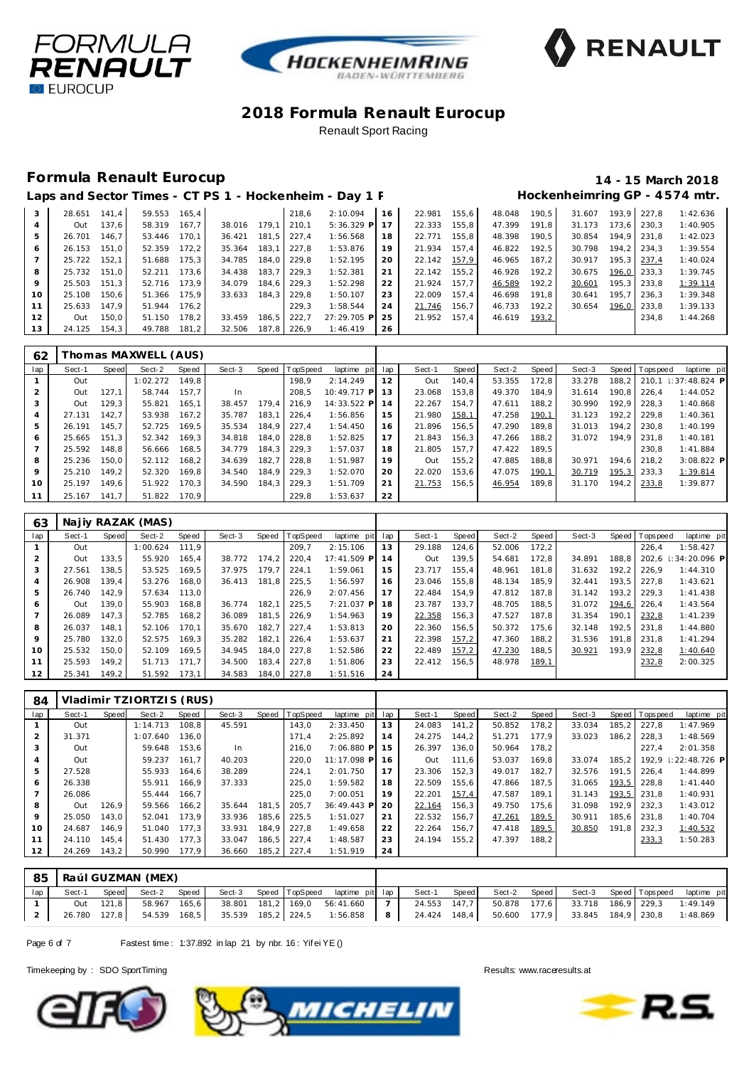# 2018 Formula Renault Eurocup

Renault Sport Racing

## Formula Renault Eurocup

**14 - 15 March 2018**

**Laps and Sector Times - CT PS 1 - Hockenheim - Day 1 F**

**Hockenheimring GP - 4574 mtr.**

| lap | Sect-1 | Speed | Sect-2 | Speed | Sect-3 | Speed | TopSpeed | laptime pit | lap | Sect-1 | Speed | Sect-2 | Speed | Sect-3 | Speed | Topspeed | laptime pit |
|---|---|---|---|---|---|---|---|---|---|---|---|---|---|---|---|---|---|
| 3 | 28.651 | 141,4 | 59.553 | 165,4 | | | 218,6 | 2:10.094 | 16 | 22.981 | 155,6 | 48.048 | 190,5 | 31.607 | 193,9 | 227,8 | 1:42.636 |
| 4 | Out | 137,6 | 58.319 | 167,7 | 38.016 | 179,1 | 210,1 | 5:36.329 P | 17 | 22.333 | 155,8 | 47.399 | 191,8 | 31.173 | 173,6 | 230,3 | 1:40.905 |
| 5 | 26.701 | 146,7 | 53.446 | 170,1 | 36.421 | 181,5 | 227,4 | 1:56.568 | 18 | 22.771 | 155,8 | 48.398 | 190,5 | 30.854 | 194,9 | 231,8 | 1:42.023 |
| 6 | 26.153 | 151,0 | 52.359 | 172,2 | 35.364 | 183,1 | 227,8 | 1:53.876 | 19 | 21.934 | 157,4 | 46.822 | 192,5 | 30.798 | 194,2 | 234,3 | 1:39.554 |
| 7 | 25.722 | 152,1 | 51.688 | 175,3 | 34.785 | 184,0 | 229,8 | 1:52.195 | 20 | 22.142 | 157,9 | 46.965 | 187,2 | 30.917 | 195,3 | 237,4 | 1:40.024 |
| 8 | 25.732 | 151,0 | 52.211 | 173,6 | 34.438 | 183,7 | 229,3 | 1:52.381 | 21 | 22.142 | 155,2 | 46.928 | 192,2 | 30.675 | 196,0 | 233,3 | 1:39.745 |
| 9 | 25.503 | 151,3 | 52.716 | 173,9 | 34.079 | 184,6 | 229,3 | 1:52.298 | 22 | 21.924 | 157,7 | 46.589 | 192,2 | 30.601 | 195,3 | 233,8 | 1:39.114 |
| 10 | 25.108 | 150,6 | 51.366 | 175,9 | 33.633 | 184,3 | 229,8 | 1:50.107 | 23 | 22.009 | 157,4 | 46.698 | 191,8 | 30.641 | 195,7 | 236,3 | 1:39.348 |
| 11 | 25.633 | 147,9 | 51.944 | 176,2 | | | 229,3 | 1:58.544 | 24 | 21.746 | 156,7 | 46.733 | 192,2 | 30.654 | 196,0 | 233,8 | 1:39.133 |
| 12 | Out | 150,0 | 51.150 | 178,2 | 33.459 | 186,5 | 222,7 | 27:29.705 P | 25 | 21.952 | 157,4 | 46.619 | 193,2 | | | 234,8 | 1:44.268 |
| 13 | 24.125 | 154,3 | 49.788 | 181,2 | 32.506 | 187,8 | 226,9 | 1:46.419 | 26 | | | | | | | | |

### 62 Thomas MAXWELL (AUS)

| lap | Sect-1 | Speed | Sect-2 | Speed | Sect-3 | Speed | TopSpeed | laptime pit | lap | Sect-1 | Speed | Sect-2 | Speed | Sect-3 | Speed | Topspeed | laptime pit |
|---|---|---|---|---|---|---|---|---|---|---|---|---|---|---|---|---|---|
| 1 | Out | | 1:02.272 | 149,8 | | | 198,9 | 2:14.249 | 12 | Out | 140,4 | 53.355 | 172,8 | 33.278 | 188,2 | 210,1 | 1:37:48.824 P |
| 2 | Out | 127,1 | 58.744 | 157,7 | In | | 208,5 | 10:49.717 P | 13 | 23.068 | 153,8 | 49.370 | 184,9 | 31.614 | 190,8 | 226,4 | 1:44.052 |
| 3 | Out | 129,3 | 55.821 | 165,1 | 38.457 | 179,4 | 216,9 | 14:33.522 P | 14 | 22.267 | 154,7 | 47.611 | 188,2 | 30.990 | 192,9 | 228,3 | 1:40.868 |
| 4 | 27.131 | 142,7 | 53.938 | 167,2 | 35.787 | 183,1 | 226,4 | 1:56.856 | 15 | 21.980 | 158,1 | 47.258 | 190,1 | 31.123 | 192,2 | 229,8 | 1:40.361 |
| 5 | 26.191 | 145,7 | 52.725 | 169,5 | 35.534 | 184,9 | 227,4 | 1:54.450 | 16 | 21.896 | 156,5 | 47.290 | 189,8 | 31.013 | 194,2 | 230,8 | 1:40.199 |
| 6 | 25.665 | 151,3 | 52.342 | 169,3 | 34.818 | 184,0 | 228,8 | 1:52.825 | 17 | 21.843 | 156,3 | 47.266 | 188,2 | 31.072 | 194,9 | 231,8 | 1:40.181 |
| 7 | 25.592 | 148,8 | 56.666 | 168,5 | 34.779 | 184,3 | 229,3 | 1:57.037 | 18 | 21.805 | 157,7 | 47.422 | 189,5 | | | 230,8 | 1:41.884 |
| 8 | 25.236 | 150,0 | 52.112 | 168,2 | 34.639 | 182,7 | 228,8 | 1:51.987 | 19 | Out | 155,2 | 47.885 | 188,8 | 30.971 | 194,6 | 218,2 | 3:08.822 P |
| 9 | 25.210 | 149,2 | 52.320 | 169,8 | 34.540 | 184,9 | 229,3 | 1:52.070 | 20 | 22.020 | 153,6 | 47.075 | 190,1 | 30.719 | 195,3 | 233,3 | 1:39.814 |
| 10 | 25.197 | 149,6 | 51.922 | 170,3 | 34.590 | 184,3 | 229,3 | 1:51.709 | 21 | 21.753 | 156,5 | 46.954 | 189,8 | 31.170 | 194,2 | 233,8 | 1:39.877 |
| 11 | 25.167 | 141,7 | 51.822 | 170,9 | | | 229,8 | 1:53.637 | 22 | | | | | | | | |

### 63 Najiy RAZAK (MAS)

| lap | Sect-1 | Speed | Sect-2 | Speed | Sect-3 | Speed | TopSpeed | laptime pit | lap | Sect-1 | Speed | Sect-2 | Speed | Sect-3 | Speed | Topspeed | laptime pit |
|---|---|---|---|---|---|---|---|---|---|---|---|---|---|---|---|---|---|
| 1 | Out | | 1:00.624 | 111,9 | | | 209,7 | 2:15.106 | 13 | 29.188 | 124,6 | 52.006 | 172,2 | | | 226,4 | 1:58.427 |
| 2 | Out | 133,5 | 55.920 | 165,4 | 38.772 | 174,2 | 220,4 | 17:41.509 P | 14 | Out | 139,5 | 54.681 | 172,8 | 34.891 | 188,8 | 202,6 | 1:34:20.096 P |
| 3 | 27.561 | 138,5 | 53.525 | 169,5 | 37.975 | 179,7 | 224,1 | 1:59.061 | 15 | 23.717 | 155,4 | 48.961 | 181,8 | 31.632 | 192,2 | 226,9 | 1:44.310 |
| 4 | 26.908 | 139,4 | 53.276 | 168,0 | 36.413 | 181,8 | 225,5 | 1:56.597 | 16 | 23.046 | 155,8 | 48.134 | 185,9 | 32.441 | 193,5 | 227,8 | 1:43.621 |
| 5 | 26.740 | 142,9 | 57.634 | 113,0 | | | 226,9 | 2:07.456 | 17 | 22.484 | 154,9 | 47.812 | 187,8 | 31.142 | 193,2 | 229,3 | 1:41.438 |
| 6 | Out | 139,0 | 55.903 | 168,8 | 36.774 | 182,1 | 225,5 | 7:21.037 P | 18 | 23.787 | 133,7 | 48.705 | 188,5 | 31.072 | 194,6 | 226,4 | 1:43.564 |
| 7 | 26.089 | 147,3 | 52.785 | 168,2 | 36.089 | 181,5 | 226,9 | 1:54.963 | 19 | 22.358 | 156,3 | 47.527 | 187,8 | 31.354 | 190,1 | 232,8 | 1:41.239 |
| 8 | 26.037 | 148,1 | 52.106 | 170,1 | 35.670 | 182,7 | 227,4 | 1:53.813 | 20 | 22.360 | 156,5 | 50.372 | 175,6 | 32.148 | 192,5 | 231,8 | 1:44.880 |
| 9 | 25.780 | 132,0 | 52.575 | 169,3 | 35.282 | 182,1 | 226,4 | 1:53.637 | 21 | 22.398 | 157,2 | 47.360 | 188,2 | 31.536 | 191,8 | 231,8 | 1:41.294 |
| 10 | 25.532 | 150,0 | 52.109 | 169,5 | 34.945 | 184,0 | 227,8 | 1:52.586 | 22 | 22.489 | 157,2 | 47.230 | 188,5 | 30.921 | 193,9 | 232,8 | 1:40.640 |
| 11 | 25.593 | 149,2 | 51.713 | 171,7 | 34.500 | 183,4 | 227,8 | 1:51.806 | 23 | 22.412 | 156,5 | 48.978 | 189,1 | | | 232,8 | 2:00.325 |
| 12 | 25.341 | 149,2 | 51.592 | 173,1 | 34.583 | 184,0 | 227,8 | 1:51.516 | 24 | | | | | | | | |

### 84 Vladimir TZIORTZIS (RUS)

| lap | Sect-1 | Speed | Sect-2 | Speed | Sect-3 | Speed | TopSpeed | laptime pit | lap | Sect-1 | Speed | Sect-2 | Speed | Sect-3 | Speed | Topspeed | laptime pit |
|---|---|---|---|---|---|---|---|---|---|---|---|---|---|---|---|---|---|
| 1 | Out | | 1:14.713 | 108,8 | 45.591 | | 143,0 | 2:33.450 | 13 | 24.083 | 141,2 | 50.852 | 178,2 | 33.034 | 185,2 | 227,8 | 1:47.969 |
| 2 | 31.371 | | 1:07.640 | 136,0 | | | 171,4 | 2:25.892 | 14 | 24.275 | 144,2 | 51.271 | 177,9 | 33.023 | 186,2 | 228,3 | 1:48.569 |
| 3 | Out | | 59.648 | 153,6 | In | | 216,0 | 7:06.880 P | 15 | 26.397 | 136,0 | 50.964 | 178,2 | | | 227,4 | 2:01.358 |
| 4 | Out | | 59.237 | 161,7 | 40.203 | | 220,0 | 11:17.098 P | 16 | Out | 111,6 | 53.037 | 169,8 | 33.074 | 185,2 | 192,9 | 1:22:48.726 P |
| 5 | 27.528 | | 55.933 | 164,6 | 38.289 | | 224,1 | 2:01.750 | 17 | 23.306 | 152,3 | 49.017 | 182,7 | 32.576 | 191,5 | 226,4 | 1:44.899 |
| 6 | 26.338 | | 55.911 | 166,9 | 37.333 | | 225,0 | 1:59.582 | 18 | 22.509 | 155,6 | 47.866 | 187,5 | 31.065 | 193,5 | 228,8 | 1:41.440 |
| 7 | 26.086 | | 55.444 | 166,7 | | | 225,0 | 7:00.051 | 19 | 22.201 | 157,4 | 47.587 | 189,1 | 31.143 | 193,5 | 231,8 | 1:40.931 |
| 8 | Out | 126,9 | 59.566 | 166,2 | 35.644 | 181,5 | 205,7 | 36:49.443 P | 20 | 22.164 | 156,3 | 49.750 | 175,6 | 31.098 | 192,9 | 232,3 | 1:43.012 |
| 9 | 25.050 | 143,0 | 52.041 | 173,9 | 33.936 | 185,6 | 225,5 | 1:51.027 | 21 | 22.532 | 156,7 | 47.261 | 189,5 | 30.911 | 185,6 | 231,8 | 1:40.704 |
| 10 | 24.687 | 146,9 | 51.040 | 177,3 | 33.931 | 184,9 | 227,8 | 1:49.658 | 22 | 22.264 | 156,7 | 47.418 | 189,5 | 30.850 | 191,8 | 232,3 | 1:40.532 |
| 11 | 24.110 | 145,4 | 51.430 | 177,3 | 33.047 | 186,5 | 227,4 | 1:48.587 | 23 | 24.194 | 155,2 | 47.397 | 188,2 | | | 233,3 | 1:50.283 |
| 12 | 24.269 | 143,2 | 50.990 | 177,9 | 36.660 | 185,2 | 227,4 | 1:51.919 | 24 | | | | | | | | |

### 85 Raúl GUZMAN (MEX)

| lap | Sect-1 | Speed | Sect-2 | Speed | Sect-3 | Speed | TopSpeed | laptime pit | lap | Sect-1 | Speed | Sect-2 | Speed | Sect-3 | Speed | Topspeed | laptime pit |
|---|---|---|---|---|---|---|---|---|---|---|---|---|---|---|---|---|---|
| 1 | Out | 121,8 | 58.967 | 165,6 | 38.801 | 181,2 | 169,0 | 56:41.660 | 7 | 24.553 | 147,7 | 50.878 | 177,6 | 33.718 | 186,9 | 229,3 | 1:49.149 |
| 2 | 26.780 | 127,8 | 54.539 | 168,5 | 35.539 | 185,2 | 224,5 | 1:56.858 | 8 | 24.424 | 148,4 | 50.600 | 177,9 | 33.845 | 184,9 | 230,8 | 1:48.869 |

Fastest time : 1:37.892 in lap 21 by nbr. 16 : Yifei YE ()

Timekeeping by : SDO SportTiming

Results: www.raceresults.at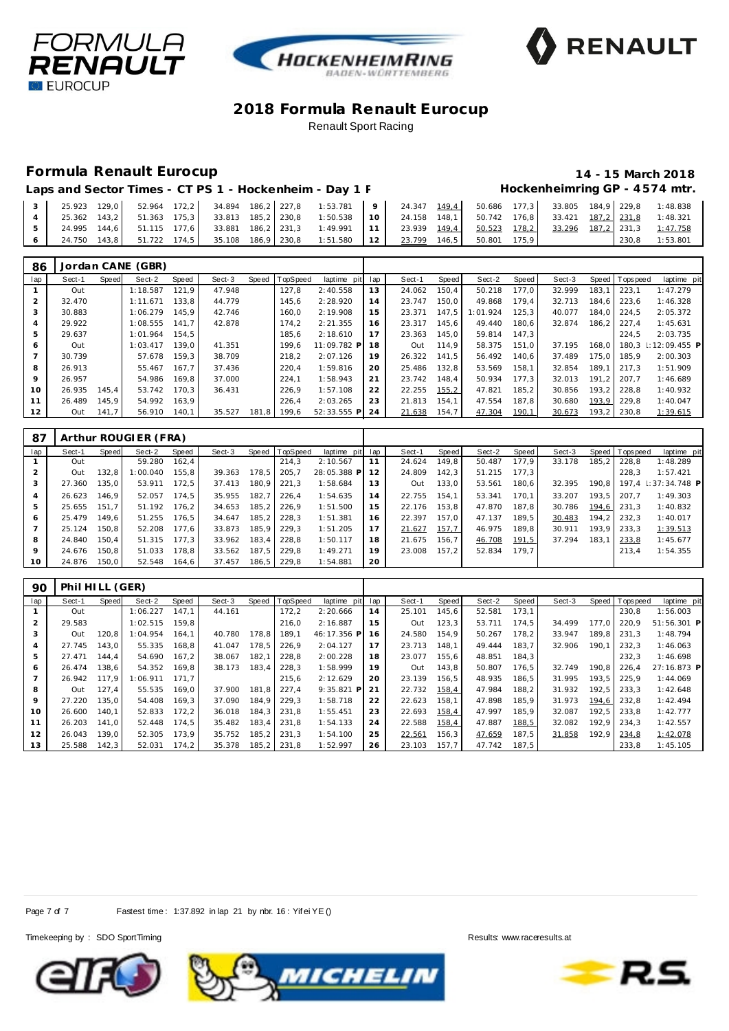# 2018 Formula Renault Eurocup

Renault Sport Racing

## Formula Renault Eurocup

**14 - 15 March 2018**

**Laps and Sector Times - CT PS 1 - Hockenheim - Day 1 F**

**Hockenheimring GP - 4574 mtr.**

| lap | Sect-1 | Speed | Sect-2 | Speed | Sect-3 | Speed | TopSpeed | laptime pit | lap | Sect-1 | Speed | Sect-2 | Speed | Sect-3 | Speed | Topspeed | laptime pit |
|---|---|---|---|---|---|---|---|---|---|---|---|---|---|---|---|---|---|
| 3 | 25.923 | 129,0 | 52.964 | 172,2 | 34.894 | 186,2 | 227,8 | 1:53.781 | 9 | 24.347 | 149,4 | 50.686 | 177,3 | 33.805 | 184,9 | 229,8 | 1:48.838 |
| 4 | 25.362 | 143,2 | 51.363 | 175,3 | 33.813 | 185,2 | 230,8 | 1:50.538 | 10 | 24.158 | 148,1 | 50.742 | 176,8 | 33.421 | 187,2 | 231,8 | 1:48.321 |
| 5 | 24.995 | 144,6 | 51.115 | 177,6 | 33.881 | 186,2 | 231,3 | 1:49.991 | 11 | 23.939 | 149,4 | 50.523 | 178,2 | 33.296 | 187,2 | 231,3 | 1:47.758 |
| 6 | 24.750 | 143,8 | 51.722 | 174,5 | 35.108 | 186,9 | 230,8 | 1:51.580 | 12 | 23.799 | 146,5 | 50.801 | 175,9 | | | 230,8 | 1:53.801 |

### 86 Jordan CANE (GBR)

| lap | Sect-1 | Speed | Sect-2 | Speed | Sect-3 | Speed | TopSpeed | laptime pit | lap | Sect-1 | Speed | Sect-2 | Speed | Sect-3 | Speed | Topspeed | laptime pit |
|---|---|---|---|---|---|---|---|---|---|---|---|---|---|---|---|---|---|
| 1 | Out | | 1:18.587 | 121,9 | 47.948 | | 127,8 | 2:40.558 | 13 | 24.062 | 150,4 | 50.218 | 177,0 | 32.999 | 183,1 | 223,1 | 1:47.279 |
| 2 | 32.470 | | 1:11.671 | 133,8 | 44.779 | | 145,6 | 2:28.920 | 14 | 23.747 | 150,0 | 49.868 | 179,4 | 32.713 | 184,6 | 223,6 | 1:46.328 |
| 3 | 30.883 | | 1:06.279 | 145,9 | 42.746 | | 160,0 | 2:19.908 | 15 | 23.371 | 147,5 | 1:01.924 | 125,3 | 40.077 | 184,0 | 224,5 | 2:05.372 |
| 4 | 29.922 | | 1:08.555 | 141,7 | 42.878 | | 174,2 | 2:21.355 | 16 | 23.317 | 145,6 | 49.440 | 180,6 | 32.874 | 186,2 | 227,4 | 1:45.631 |
| 5 | 29.637 | | 1:01.964 | 154,5 | | | 185,6 | 2:18.610 | 17 | 23.363 | 145,0 | 59.814 | 147,3 | | | 224,5 | 2:03.735 |
| 6 | Out | | 1:03.417 | 139,0 | 41.351 | | 199,6 | 11:09.782 P | 18 | Out | 114,9 | 58.375 | 151,0 | 37.195 | 168,0 | 180,3 | 1:12:09.455 P |
| 7 | 30.739 | | 57.678 | 159,3 | 38.709 | | 218,2 | 2:07.126 | 19 | 26.322 | 141,5 | 56.492 | 140,6 | 37.489 | 175,0 | 185,9 | 2:00.303 |
| 8 | 26.913 | | 55.467 | 167,7 | 37.436 | | 220,4 | 1:59.816 | 20 | 25.486 | 132,8 | 53.569 | 158,1 | 32.854 | 189,1 | 217,3 | 1:51.909 |
| 9 | 26.957 | | 54.986 | 169,8 | 37.000 | | 224,1 | 1:58.943 | 21 | 23.742 | 148,4 | 50.934 | 177,3 | 32.013 | 191,2 | 207,7 | 1:46.689 |
| 10 | 26.935 | 145,4 | 53.742 | 170,3 | 36.431 | | 226,9 | 1:57.108 | 22 | 22.255 | 155,2 | 47.821 | 185,2 | 30.856 | 193,2 | 228,8 | 1:40.932 |
| 11 | 26.489 | 145,9 | 54.992 | 163,9 | | | 226,4 | 2:03.265 | 23 | 21.813 | 154,1 | 47.554 | 187,8 | 30.680 | 193,9 | 229,8 | 1:40.047 |
| 12 | Out | 141,7 | 56.910 | 140,1 | 35.527 | 181,8 | 199,6 | 52:33.555 P | 24 | 21.638 | 154,7 | 47.304 | 190,1 | 30.673 | 193,2 | 230,8 | 1:39.615 |

### 87 Arthur ROUGIER (FRA)

| lap | Sect-1 | Speed | Sect-2 | Speed | Sect-3 | Speed | TopSpeed | laptime pit | lap | Sect-1 | Speed | Sect-2 | Speed | Sect-3 | Speed | Topspeed | laptime pit |
|---|---|---|---|---|---|---|---|---|---|---|---|---|---|---|---|---|---|
| 1 | Out | | 59.280 | 162,4 | | | 214,3 | 2:10.567 | 11 | 24.624 | 149,8 | 50.487 | 177,9 | 33.178 | 185,2 | 228,8 | 1:48.289 |
| 2 | Out | 132,8 | 1:00.040 | 155,8 | 39.363 | 178,5 | 205,7 | 28:05.388 P | 12 | 24.809 | 142,3 | 51.215 | 177,3 | | | 228,3 | 1:57.421 |
| 3 | 27.360 | 135,0 | 53.911 | 172,5 | 37.413 | 180,9 | 221,3 | 1:58.684 | 13 | Out | 133,0 | 53.561 | 180,6 | 32.395 | 190,8 | 197,4 | 1:37:34.748 P |
| 4 | 26.623 | 146,9 | 52.057 | 174,5 | 35.955 | 182,7 | 226,4 | 1:54.635 | 14 | 22.755 | 154,1 | 53.341 | 170,1 | 33.207 | 193,5 | 207,7 | 1:49.303 |
| 5 | 25.655 | 151,7 | 51.192 | 176,2 | 34.653 | 185,2 | 226,9 | 1:51.500 | 15 | 22.176 | 153,8 | 47.870 | 187,8 | 30.786 | 194,6 | 231,3 | 1:40.832 |
| 6 | 25.479 | 149,6 | 51.255 | 176,5 | 34.647 | 185,2 | 228,3 | 1:51.381 | 16 | 22.397 | 157,0 | 47.137 | 189,5 | 30.483 | 194,2 | 232,3 | 1:40.017 |
| 7 | 25.124 | 150,8 | 52.208 | 177,6 | 33.873 | 185,9 | 229,3 | 1:51.205 | 17 | 21.627 | 157,7 | 46.975 | 189,8 | 30.911 | 193,9 | 233,3 | 1:39.513 |
| 8 | 24.840 | 150,4 | 51.315 | 177,3 | 33.962 | 183,4 | 228,8 | 1:50.117 | 18 | 21.675 | 156,7 | 46.708 | 191,5 | 37.294 | 183,1 | 233,8 | 1:45.677 |
| 9 | 24.676 | 150,8 | 51.033 | 178,8 | 33.562 | 187,5 | 229,8 | 1:49.271 | 19 | 23.008 | 157,2 | 52.834 | 179,7 | | | 213,4 | 1:54.355 |
| 10 | 24.876 | 150,0 | 52.548 | 164,6 | 37.457 | 186,5 | 229,8 | 1:54.881 | 20 | | | | | | | | |

### 90 Phil HILL (GER)

| lap | Sect-1 | Speed | Sect-2 | Speed | Sect-3 | Speed | TopSpeed | laptime pit | lap | Sect-1 | Speed | Sect-2 | Speed | Sect-3 | Speed | Topspeed | laptime pit |
|---|---|---|---|---|---|---|---|---|---|---|---|---|---|---|---|---|---|
| 1 | Out | | 1:06.227 | 147,1 | 44.161 | | 172,2 | 2:20.666 | 14 | 25.101 | 145,6 | 52.581 | 173,1 | | | 230,8 | 1:56.003 |
| 2 | 29.583 | | 1:02.515 | 159,8 | | | 216,0 | 2:16.887 | 15 | Out | 123,3 | 53.711 | 174,5 | 34.499 | 177,0 | 220,9 | 51:56.301 P |
| 3 | Out | 120,8 | 1:04.954 | 164,1 | 40.780 | 178,8 | 189,1 | 46:17.356 P | 16 | 24.580 | 154,9 | 50.267 | 178,2 | 33.947 | 189,8 | 231,3 | 1:48.794 |
| 4 | 27.745 | 143,0 | 55.335 | 168,8 | 41.047 | 178,5 | 226,9 | 2:04.127 | 17 | 23.713 | 148,1 | 49.444 | 183,7 | 32.906 | 190,1 | 232,3 | 1:46.063 |
| 5 | 27.471 | 144,4 | 54.690 | 167,2 | 38.067 | 182,1 | 228,8 | 2:00.228 | 18 | 23.077 | 155,6 | 48.851 | 184,3 | | | 232,3 | 1:46.698 |
| 6 | 26.474 | 138,6 | 54.352 | 169,8 | 38.173 | 183,4 | 228,3 | 1:58.999 | 19 | Out | 143,8 | 50.807 | 176,5 | 32.749 | 190,8 | 226,4 | 27:16.873 P |
| 7 | 26.942 | 117,9 | 1:06.911 | 171,7 | | | 215,6 | 2:12.629 | 20 | 23.139 | 156,5 | 48.935 | 186,5 | 31.995 | 193,5 | 225,9 | 1:44.069 |
| 8 | Out | 127,4 | 55.535 | 169,0 | 37.900 | 181,8 | 227,4 | 9:35.821 P | 21 | 22.732 | 158,4 | 47.984 | 188,2 | 31.932 | 192,5 | 233,3 | 1:42.648 |
| 9 | 27.220 | 135,0 | 54.408 | 169,3 | 37.090 | 184,9 | 229,3 | 1:58.718 | 22 | 22.623 | 158,1 | 47.898 | 185,9 | 31.973 | 194,6 | 232,8 | 1:42.494 |
| 10 | 26.600 | 140,1 | 52.833 | 172,2 | 36.018 | 184,3 | 231,8 | 1:55.451 | 23 | 22.693 | 158,4 | 47.997 | 185,9 | 32.087 | 192,5 | 233,8 | 1:42.777 |
| 11 | 26.203 | 141,0 | 52.448 | 174,5 | 35.482 | 183,4 | 231,8 | 1:54.133 | 24 | 22.588 | 158,4 | 47.887 | 188,5 | 32.082 | 192,9 | 234,3 | 1:42.557 |
| 12 | 26.043 | 139,0 | 52.305 | 173,9 | 35.752 | 185,2 | 231,3 | 1:54.100 | 25 | 22.561 | 156,3 | 47.659 | 187,5 | 31.858 | 192,9 | 234,8 | 1:42.078 |
| 13 | 25.588 | 142,3 | 52.031 | 174,2 | 35.378 | 185,2 | 231,8 | 1:52.997 | 26 | 23.103 | 157,7 | 47.742 | 187,5 | | | 233,8 | 1:45.105 |

Fastest time : 1:37.892 in lap 21 by nbr. 16 : Yifei YE ()

Timekeeping by : SDO SportTiming

Results: www.raceresults.at